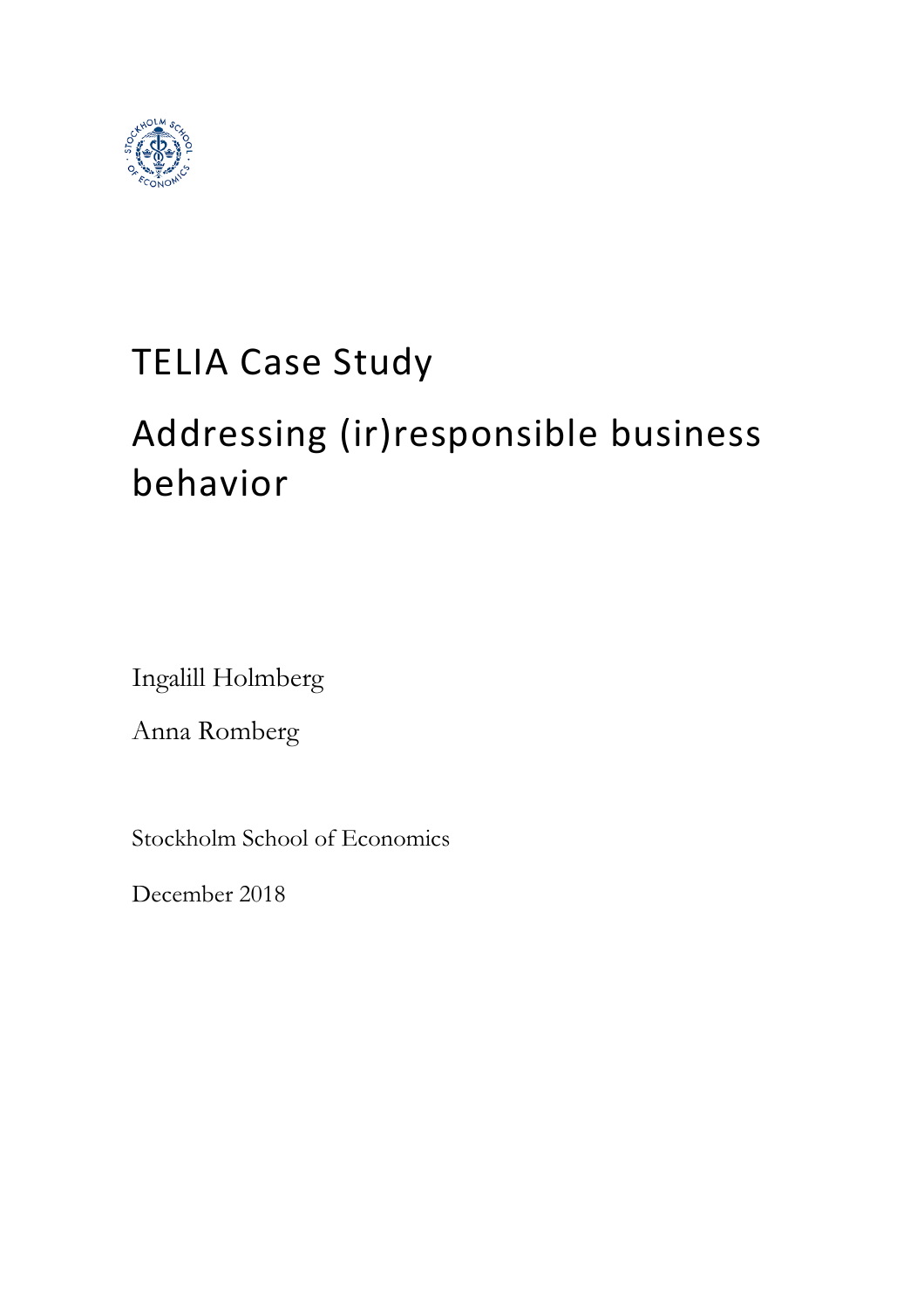# TELIA Case Study

# Addressing (ir)responsible business behavior

Ingalill Holmberg

Anna Romberg

Stockholm School of Economics

December 2018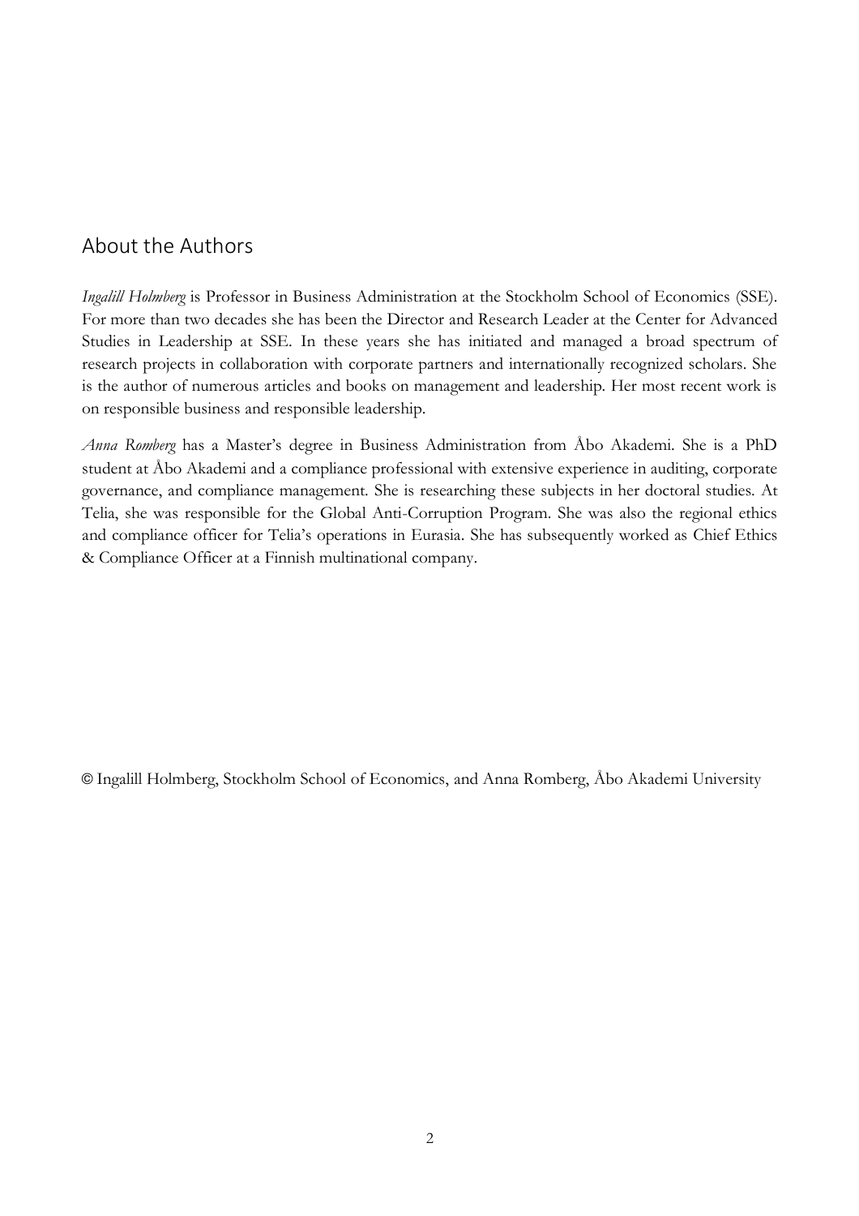## About the Authors

*Ingalill Holmberg* is Professor in Business Administration at the Stockholm School of Economics (SSE). For more than two decades she has been the Director and Research Leader at the Center for Advanced Studies in Leadership at SSE. In these years she has initiated and managed a broad spectrum of research projects in collaboration with corporate partners and internationally recognized scholars. She is the author of numerous articles and books on management and leadership. Her most recent work is on responsible business and responsible leadership.

*Anna Romberg* has a Master's degree in Business Administration from Åbo Akademi. She is a PhD student at Åbo Akademi and a compliance professional with extensive experience in auditing, corporate governance, and compliance management. She is researching these subjects in her doctoral studies. At Telia, she was responsible for the Global Anti-Corruption Program. She was also the regional ethics and compliance officer for Telia's operations in Eurasia. She has subsequently worked as Chief Ethics & Compliance Officer at a Finnish multinational company.

© Ingalill Holmberg, Stockholm School of Economics, and Anna Romberg, Åbo Akademi University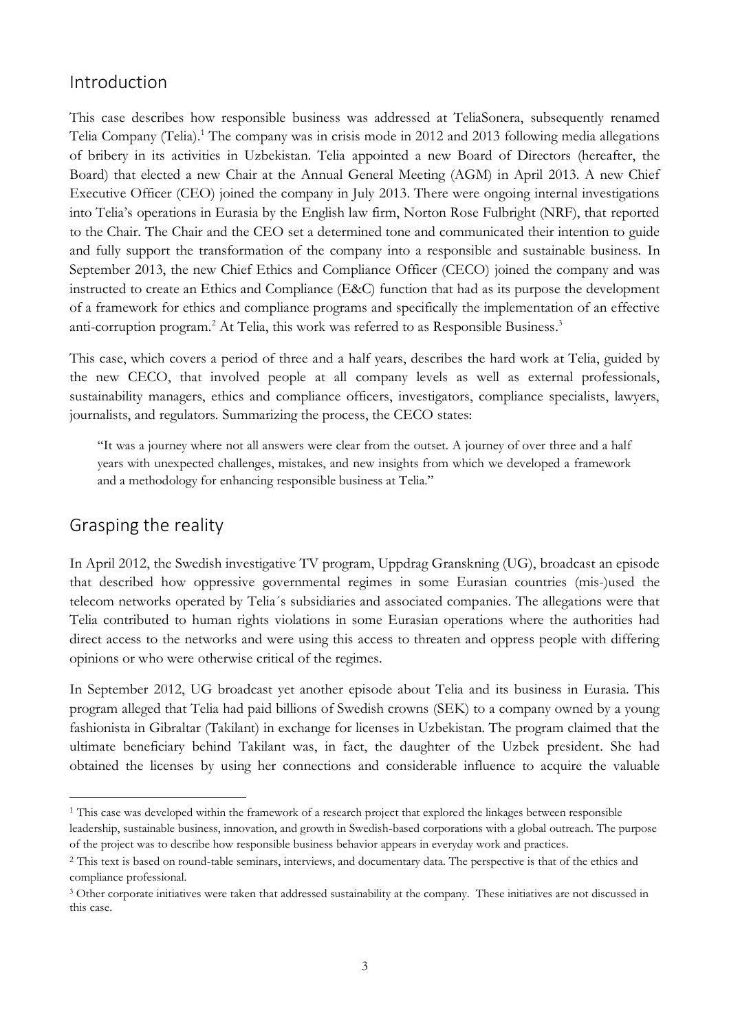## Introduction

This case describes how responsible business was addressed at TeliaSonera, subsequently renamed Telia Company (Telia).[1] The company was in crisis mode in 2012 and 2013 following media allegations of bribery in its activities in Uzbekistan. Telia appointed a new Board of Directors (hereafter, the Board) that elected a new Chair at the Annual General Meeting (AGM) in April 2013. A new Chief Executive Officer (CEO) joined the company in July 2013. There were ongoing internal investigations into Telia's operations in Eurasia by the English law firm, Norton Rose Fulbright (NRF), that reported to the Chair. The Chair and the CEO set a determined tone and communicated their intention to guide and fully support the transformation of the company into a responsible and sustainable business. In September 2013, the new Chief Ethics and Compliance Officer (CECO) joined the company and was instructed to create an Ethics and Compliance (E&C) function that had as its purpose the development of a framework for ethics and compliance programs and specifically the implementation of an effective anti-corruption program.[2] At Telia, this work was referred to as Responsible Business.[3]

This case, which covers a period of three and a half years, describes the hard work at Telia, guided by the new CECO, that involved people at all company levels as well as external professionals, sustainability managers, ethics and compliance officers, investigators, compliance specialists, lawyers, journalists, and regulators. Summarizing the process, the CECO states:

> "It was a journey where not all answers were clear from the outset. A journey of over three and a half years with unexpected challenges, mistakes, and new insights from which we developed a framework and a methodology for enhancing responsible business at Telia."

## Grasping the reality

In April 2012, the Swedish investigative TV program, Uppdrag Granskning (UG), broadcast an episode that described how oppressive governmental regimes in some Eurasian countries (mis-)used the telecom networks operated by Telia´s subsidiaries and associated companies. The allegations were that Telia contributed to human rights violations in some Eurasian operations where the authorities had direct access to the networks and were using this access to threaten and oppress people with differing opinions or who were otherwise critical of the regimes.

In September 2012, UG broadcast yet another episode about Telia and its business in Eurasia. This program alleged that Telia had paid billions of Swedish crowns (SEK) to a company owned by a young fashionista in Gibraltar (Takilant) in exchange for licenses in Uzbekistan. The program claimed that the ultimate beneficiary behind Takilant was, in fact, the daughter of the Uzbek president. She had obtained the licenses by using her connections and considerable influence to acquire the valuable

---

[1] This case was developed within the framework of a research project that explored the linkages between responsible leadership, sustainable business, innovation, and growth in Swedish-based corporations with a global outreach. The purpose of the project was to describe how responsible business behavior appears in everyday work and practices.

[2] This text is based on round-table seminars, interviews, and documentary data. The perspective is that of the ethics and compliance professional.

[3] Other corporate initiatives were taken that addressed sustainability at the company. These initiatives are not discussed in this case.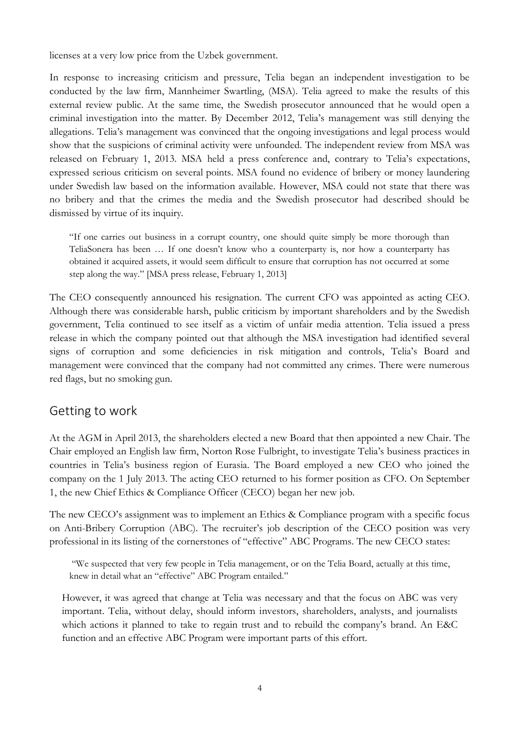licenses at a very low price from the Uzbek government.

In response to increasing criticism and pressure, Telia began an independent investigation to be conducted by the law firm, Mannheimer Swartling, (MSA). Telia agreed to make the results of this external review public. At the same time, the Swedish prosecutor announced that he would open a criminal investigation into the matter. By December 2012, Telia's management was still denying the allegations. Telia's management was convinced that the ongoing investigations and legal process would show that the suspicions of criminal activity were unfounded. The independent review from MSA was released on February 1, 2013. MSA held a press conference and, contrary to Telia's expectations, expressed serious criticism on several points. MSA found no evidence of bribery or money laundering under Swedish law based on the information available. However, MSA could not state that there was no bribery and that the crimes the media and the Swedish prosecutor had described should be dismissed by virtue of its inquiry.

> "If one carries out business in a corrupt country, one should quite simply be more thorough than TeliaSonera has been … If one doesn't know who a counterparty is, nor how a counterparty has obtained it acquired assets, it would seem difficult to ensure that corruption has not occurred at some step along the way." [MSA press release, February 1, 2013]

The CEO consequently announced his resignation. The current CFO was appointed as acting CEO. Although there was considerable harsh, public criticism by important shareholders and by the Swedish government, Telia continued to see itself as a victim of unfair media attention. Telia issued a press release in which the company pointed out that although the MSA investigation had identified several signs of corruption and some deficiencies in risk mitigation and controls, Telia's Board and management were convinced that the company had not committed any crimes. There were numerous red flags, but no smoking gun.

## Getting to work

At the AGM in April 2013, the shareholders elected a new Board that then appointed a new Chair. The Chair employed an English law firm, Norton Rose Fulbright, to investigate Telia's business practices in countries in Telia's business region of Eurasia. The Board employed a new CEO who joined the company on the 1 July 2013. The acting CEO returned to his former position as CFO. On September 1, the new Chief Ethics & Compliance Officer (CECO) began her new job.

The new CECO's assignment was to implement an Ethics & Compliance program with a specific focus on Anti-Bribery Corruption (ABC). The recruiter's job description of the CECO position was very professional in its listing of the cornerstones of "effective" ABC Programs. The new CECO states:

> "We suspected that very few people in Telia management, or on the Telia Board, actually at this time, knew in detail what an "effective" ABC Program entailed."

However, it was agreed that change at Telia was necessary and that the focus on ABC was very important. Telia, without delay, should inform investors, shareholders, analysts, and journalists which actions it planned to take to regain trust and to rebuild the company's brand. An E&C function and an effective ABC Program were important parts of this effort.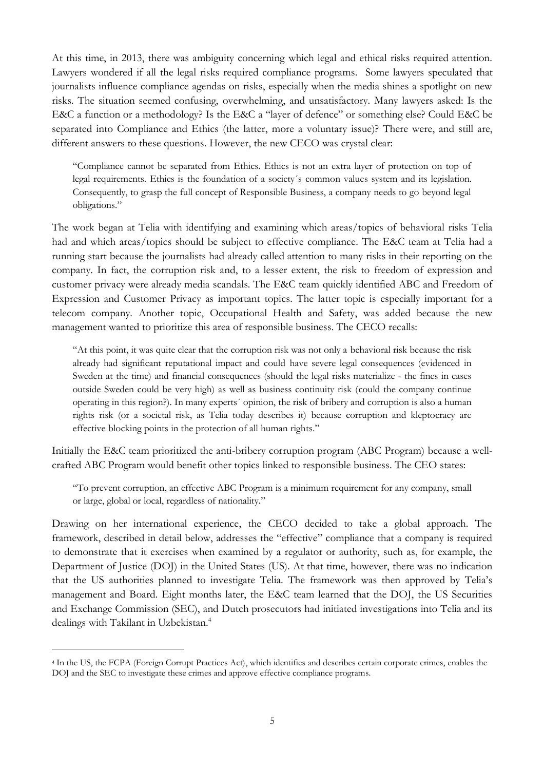At this time, in 2013, there was ambiguity concerning which legal and ethical risks required attention. Lawyers wondered if all the legal risks required compliance programs. Some lawyers speculated that journalists influence compliance agendas on risks, especially when the media shines a spotlight on new risks. The situation seemed confusing, overwhelming, and unsatisfactory. Many lawyers asked: Is the E&C a function or a methodology? Is the E&C a "layer of defence" or something else? Could E&C be separated into Compliance and Ethics (the latter, more a voluntary issue)? There were, and still are, different answers to these questions. However, the new CECO was crystal clear:

> "Compliance cannot be separated from Ethics. Ethics is not an extra layer of protection on top of legal requirements. Ethics is the foundation of a society´s common values system and its legislation. Consequently, to grasp the full concept of Responsible Business, a company needs to go beyond legal obligations."

The work began at Telia with identifying and examining which areas/topics of behavioral risks Telia had and which areas/topics should be subject to effective compliance. The E&C team at Telia had a running start because the journalists had already called attention to many risks in their reporting on the company. In fact, the corruption risk and, to a lesser extent, the risk to freedom of expression and customer privacy were already media scandals. The E&C team quickly identified ABC and Freedom of Expression and Customer Privacy as important topics. The latter topic is especially important for a telecom company. Another topic, Occupational Health and Safety, was added because the new management wanted to prioritize this area of responsible business. The CECO recalls:

> "At this point, it was quite clear that the corruption risk was not only a behavioral risk because the risk already had significant reputational impact and could have severe legal consequences (evidenced in Sweden at the time) and financial consequences (should the legal risks materialize - the fines in cases outside Sweden could be very high) as well as business continuity risk (could the company continue operating in this region?). In many experts´ opinion, the risk of bribery and corruption is also a human rights risk (or a societal risk, as Telia today describes it) because corruption and kleptocracy are effective blocking points in the protection of all human rights."

Initially the E&C team prioritized the anti-bribery corruption program (ABC Program) because a well-crafted ABC Program would benefit other topics linked to responsible business. The CEO states:

> "To prevent corruption, an effective ABC Program is a minimum requirement for any company, small or large, global or local, regardless of nationality."

Drawing on her international experience, the CECO decided to take a global approach. The framework, described in detail below, addresses the "effective" compliance that a company is required to demonstrate that it exercises when examined by a regulator or authority, such as, for example, the Department of Justice (DOJ) in the United States (US). At that time, however, there was no indication that the US authorities planned to investigate Telia. The framework was then approved by Telia's management and Board. Eight months later, the E&C team learned that the DOJ, the US Securities and Exchange Commission (SEC), and Dutch prosecutors had initiated investigations into Telia and its dealings with Takilant in Uzbekistan.[4]

---

[4] In the US, the FCPA (Foreign Corrupt Practices Act), which identifies and describes certain corporate crimes, enables the DOJ and the SEC to investigate these crimes and approve effective compliance programs.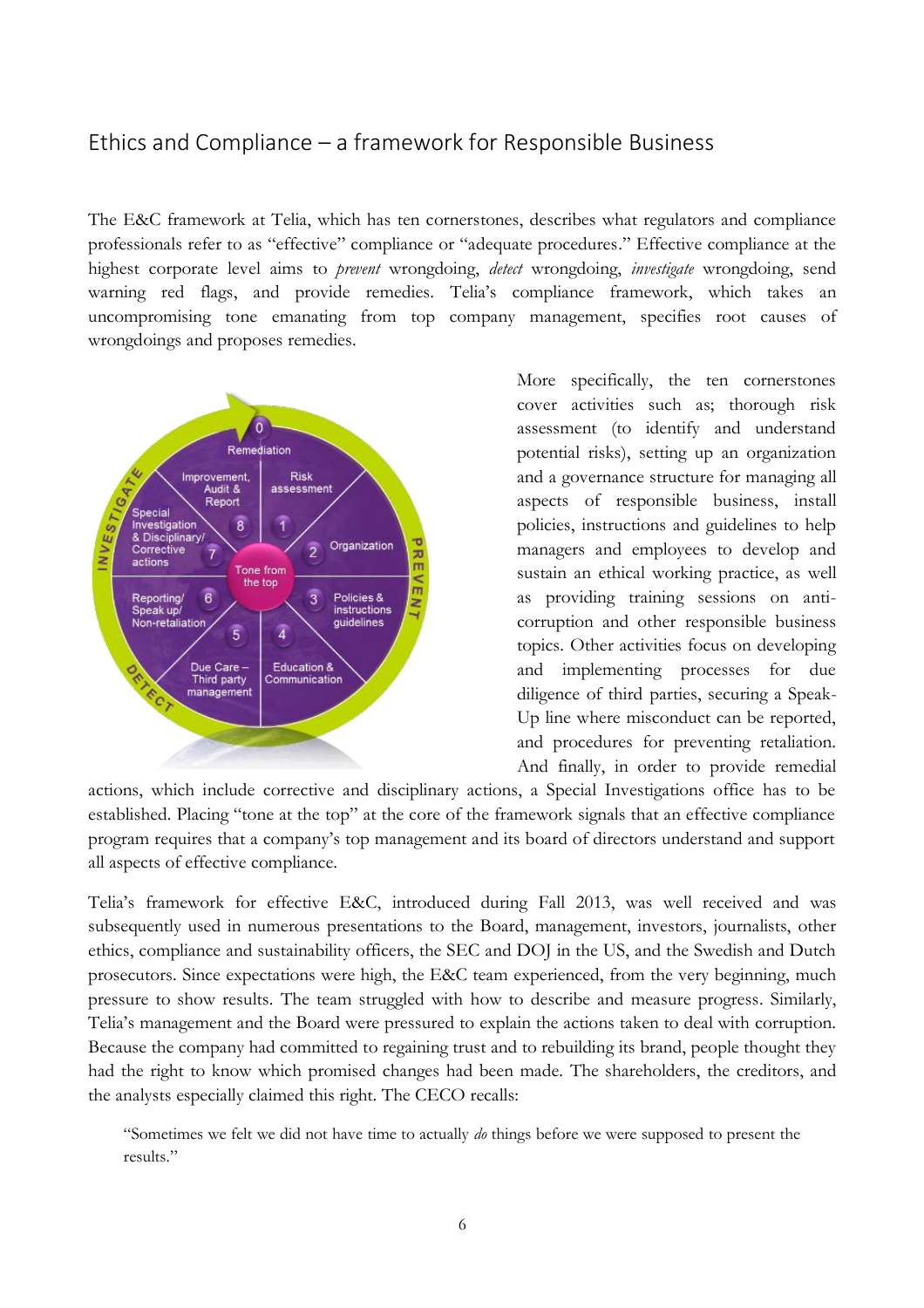## Ethics and Compliance – a framework for Responsible Business

The E&C framework at Telia, which has ten cornerstones, describes what regulators and compliance professionals refer to as "effective" compliance or "adequate procedures." Effective compliance at the highest corporate level aims to *prevent* wrongdoing, *detect* wrongdoing, *investigate* wrongdoing, send warning red flags, and provide remedies. Telia's compliance framework, which takes an uncompromising tone emanating from top company management, specifies root causes of wrongdoings and proposes remedies.

More specifically, the ten cornerstones cover activities such as; thorough risk assessment (to identify and understand potential risks), setting up an organization and a governance structure for managing all aspects of responsible business, install policies, instructions and guidelines to help managers and employees to develop and sustain an ethical working practice, as well as providing training sessions on anti-corruption and other responsible business topics. Other activities focus on developing and implementing processes for due diligence of third parties, securing a Speak-Up line where misconduct can be reported, and procedures for preventing retaliation. And finally, in order to provide remedial actions, which include corrective and disciplinary actions, a Special Investigations office has to be established. Placing "tone at the top" at the core of the framework signals that an effective compliance program requires that a company's top management and its board of directors understand and support all aspects of effective compliance.

Telia's framework for effective E&C, introduced during Fall 2013, was well received and was subsequently used in numerous presentations to the Board, management, investors, journalists, other ethics, compliance and sustainability officers, the SEC and DOJ in the US, and the Swedish and Dutch prosecutors. Since expectations were high, the E&C team experienced, from the very beginning, much pressure to show results. The team struggled with how to describe and measure progress. Similarly, Telia's management and the Board were pressured to explain the actions taken to deal with corruption. Because the company had committed to regaining trust and to rebuilding its brand, people thought they had the right to know which promised changes had been made. The shareholders, the creditors, and the analysts especially claimed this right. The CECO recalls:

> "Sometimes we felt we did not have time to actually *do* things before we were supposed to present the results."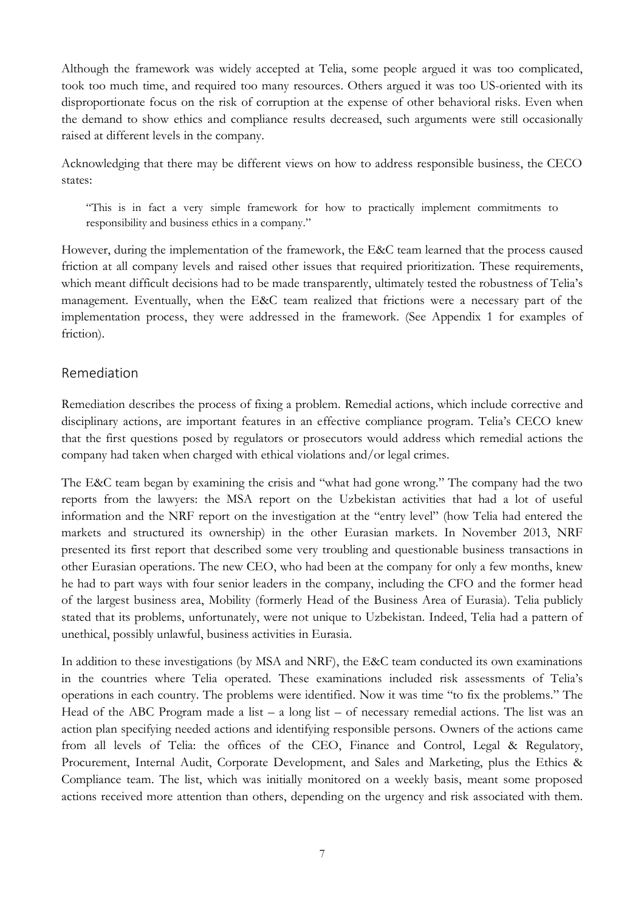Although the framework was widely accepted at Telia, some people argued it was too complicated, took too much time, and required too many resources. Others argued it was too US-oriented with its disproportionate focus on the risk of corruption at the expense of other behavioral risks. Even when the demand to show ethics and compliance results decreased, such arguments were still occasionally raised at different levels in the company.

Acknowledging that there may be different views on how to address responsible business, the CECO states:

> "This is in fact a very simple framework for how to practically implement commitments to responsibility and business ethics in a company."

However, during the implementation of the framework, the E&C team learned that the process caused friction at all company levels and raised other issues that required prioritization. These requirements, which meant difficult decisions had to be made transparently, ultimately tested the robustness of Telia's management. Eventually, when the E&C team realized that frictions were a necessary part of the implementation process, they were addressed in the framework. (See Appendix 1 for examples of friction).

## Remediation

Remediation describes the process of fixing a problem. Remedial actions, which include corrective and disciplinary actions, are important features in an effective compliance program. Telia's CECO knew that the first questions posed by regulators or prosecutors would address which remedial actions the company had taken when charged with ethical violations and/or legal crimes.

The E&C team began by examining the crisis and "what had gone wrong." The company had the two reports from the lawyers: the MSA report on the Uzbekistan activities that had a lot of useful information and the NRF report on the investigation at the "entry level" (how Telia had entered the markets and structured its ownership) in the other Eurasian markets. In November 2013, NRF presented its first report that described some very troubling and questionable business transactions in other Eurasian operations. The new CEO, who had been at the company for only a few months, knew he had to part ways with four senior leaders in the company, including the CFO and the former head of the largest business area, Mobility (formerly Head of the Business Area of Eurasia). Telia publicly stated that its problems, unfortunately, were not unique to Uzbekistan. Indeed, Telia had a pattern of unethical, possibly unlawful, business activities in Eurasia.

In addition to these investigations (by MSA and NRF), the E&C team conducted its own examinations in the countries where Telia operated. These examinations included risk assessments of Telia's operations in each country. The problems were identified. Now it was time "to fix the problems." The Head of the ABC Program made a list – a long list – of necessary remedial actions. The list was an action plan specifying needed actions and identifying responsible persons. Owners of the actions came from all levels of Telia: the offices of the CEO, Finance and Control, Legal & Regulatory, Procurement, Internal Audit, Corporate Development, and Sales and Marketing, plus the Ethics & Compliance team. The list, which was initially monitored on a weekly basis, meant some proposed actions received more attention than others, depending on the urgency and risk associated with them.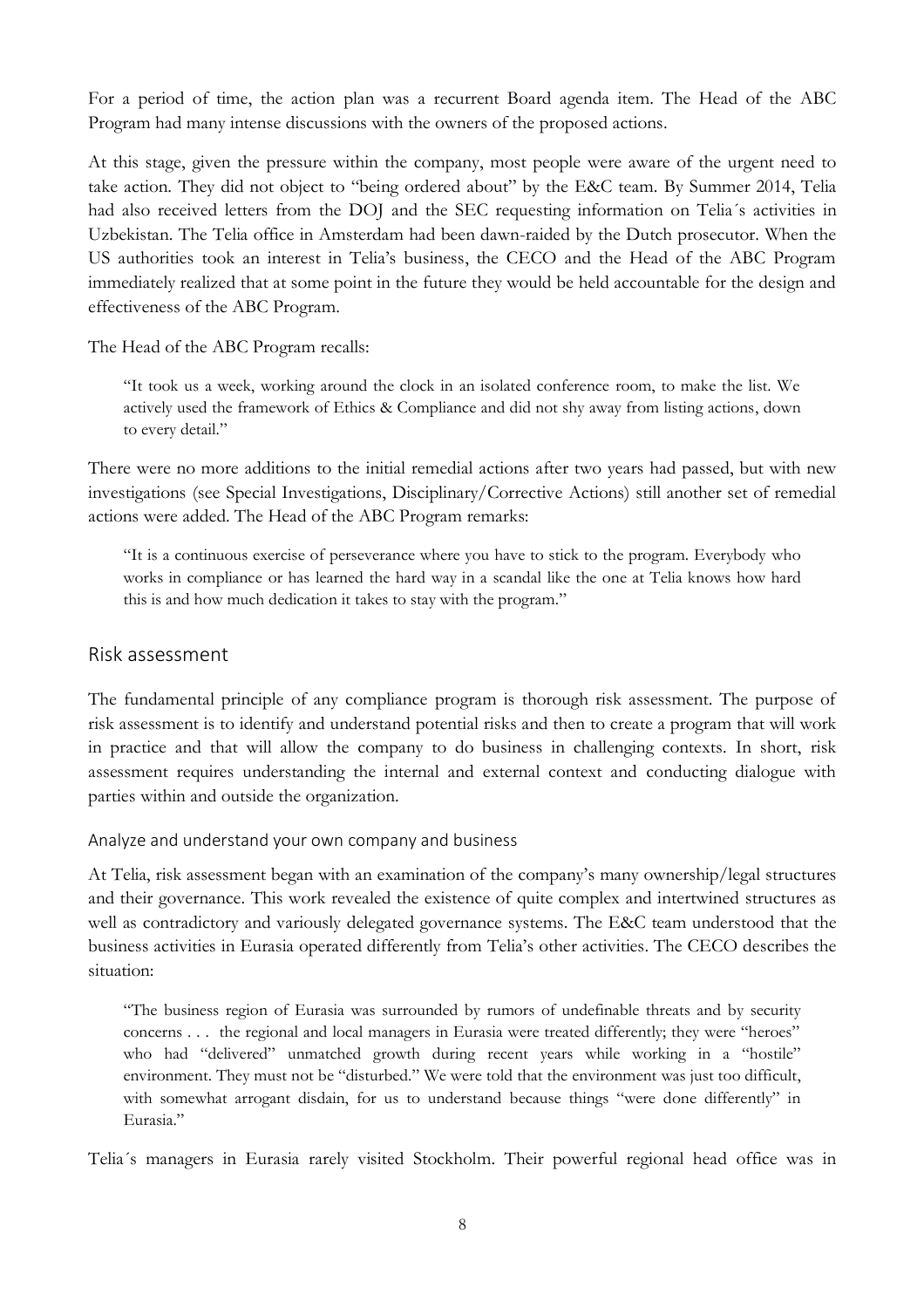For a period of time, the action plan was a recurrent Board agenda item. The Head of the ABC Program had many intense discussions with the owners of the proposed actions.

At this stage, given the pressure within the company, most people were aware of the urgent need to take action. They did not object to "being ordered about" by the E&C team. By Summer 2014, Telia had also received letters from the DOJ and the SEC requesting information on Telia´s activities in Uzbekistan. The Telia office in Amsterdam had been dawn-raided by the Dutch prosecutor. When the US authorities took an interest in Telia's business, the CECO and the Head of the ABC Program immediately realized that at some point in the future they would be held accountable for the design and effectiveness of the ABC Program.

The Head of the ABC Program recalls:

> "It took us a week, working around the clock in an isolated conference room, to make the list. We actively used the framework of Ethics & Compliance and did not shy away from listing actions, down to every detail."

There were no more additions to the initial remedial actions after two years had passed, but with new investigations (see Special Investigations, Disciplinary/Corrective Actions) still another set of remedial actions were added. The Head of the ABC Program remarks:

> "It is a continuous exercise of perseverance where you have to stick to the program. Everybody who works in compliance or has learned the hard way in a scandal like the one at Telia knows how hard this is and how much dedication it takes to stay with the program."

## Risk assessment

The fundamental principle of any compliance program is thorough risk assessment. The purpose of risk assessment is to identify and understand potential risks and then to create a program that will work in practice and that will allow the company to do business in challenging contexts. In short, risk assessment requires understanding the internal and external context and conducting dialogue with parties within and outside the organization.

### Analyze and understand your own company and business

At Telia, risk assessment began with an examination of the company's many ownership/legal structures and their governance. This work revealed the existence of quite complex and intertwined structures as well as contradictory and variously delegated governance systems. The E&C team understood that the business activities in Eurasia operated differently from Telia's other activities. The CECO describes the situation:

> "The business region of Eurasia was surrounded by rumors of undefinable threats and by security concerns . . . the regional and local managers in Eurasia were treated differently; they were "heroes" who had "delivered" unmatched growth during recent years while working in a "hostile" environment. They must not be "disturbed." We were told that the environment was just too difficult, with somewhat arrogant disdain, for us to understand because things "were done differently" in Eurasia."

Telia´s managers in Eurasia rarely visited Stockholm. Their powerful regional head office was in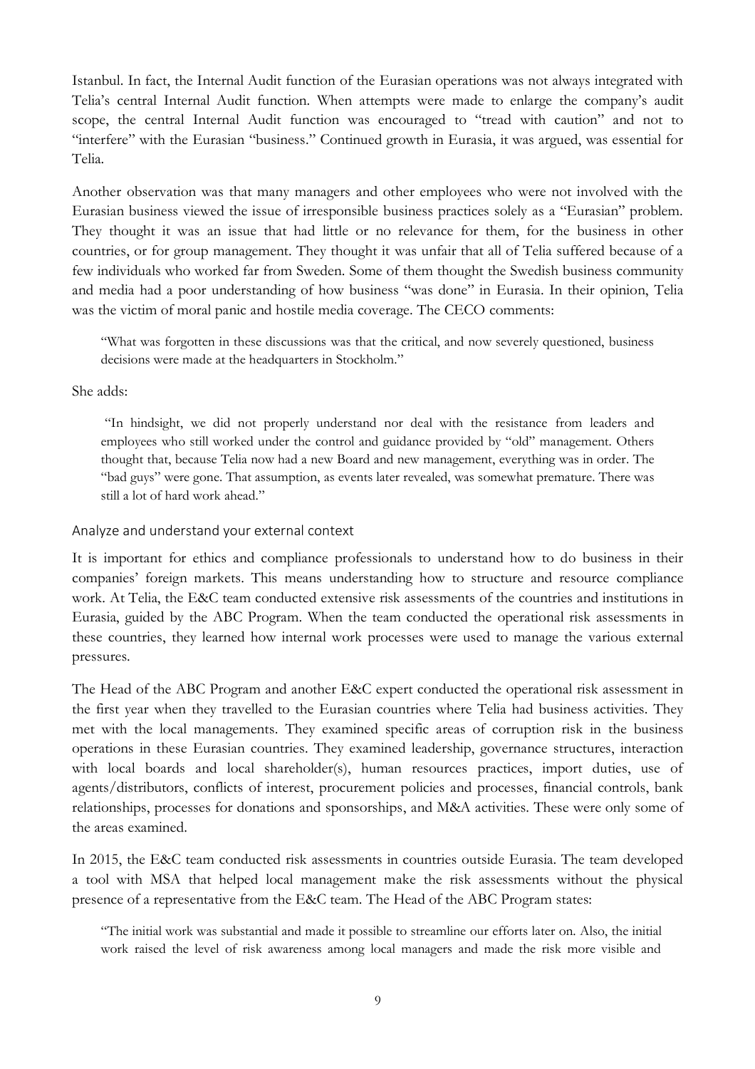Istanbul. In fact, the Internal Audit function of the Eurasian operations was not always integrated with Telia's central Internal Audit function. When attempts were made to enlarge the company's audit scope, the central Internal Audit function was encouraged to "tread with caution" and not to "interfere" with the Eurasian "business." Continued growth in Eurasia, it was argued, was essential for Telia.

Another observation was that many managers and other employees who were not involved with the Eurasian business viewed the issue of irresponsible business practices solely as a "Eurasian" problem. They thought it was an issue that had little or no relevance for them, for the business in other countries, or for group management. They thought it was unfair that all of Telia suffered because of a few individuals who worked far from Sweden. Some of them thought the Swedish business community and media had a poor understanding of how business "was done" in Eurasia. In their opinion, Telia was the victim of moral panic and hostile media coverage. The CECO comments:

> "What was forgotten in these discussions was that the critical, and now severely questioned, business decisions were made at the headquarters in Stockholm."

She adds:

> "In hindsight, we did not properly understand nor deal with the resistance from leaders and employees who still worked under the control and guidance provided by "old" management. Others thought that, because Telia now had a new Board and new management, everything was in order. The "bad guys" were gone. That assumption, as events later revealed, was somewhat premature. There was still a lot of hard work ahead."

### Analyze and understand your external context

It is important for ethics and compliance professionals to understand how to do business in their companies' foreign markets. This means understanding how to structure and resource compliance work. At Telia, the E&C team conducted extensive risk assessments of the countries and institutions in Eurasia, guided by the ABC Program. When the team conducted the operational risk assessments in these countries, they learned how internal work processes were used to manage the various external pressures.

The Head of the ABC Program and another E&C expert conducted the operational risk assessment in the first year when they travelled to the Eurasian countries where Telia had business activities. They met with the local managements. They examined specific areas of corruption risk in the business operations in these Eurasian countries. They examined leadership, governance structures, interaction with local boards and local shareholder(s), human resources practices, import duties, use of agents/distributors, conflicts of interest, procurement policies and processes, financial controls, bank relationships, processes for donations and sponsorships, and M&A activities. These were only some of the areas examined.

In 2015, the E&C team conducted risk assessments in countries outside Eurasia. The team developed a tool with MSA that helped local management make the risk assessments without the physical presence of a representative from the E&C team. The Head of the ABC Program states:

> "The initial work was substantial and made it possible to streamline our efforts later on. Also, the initial work raised the level of risk awareness among local managers and made the risk more visible and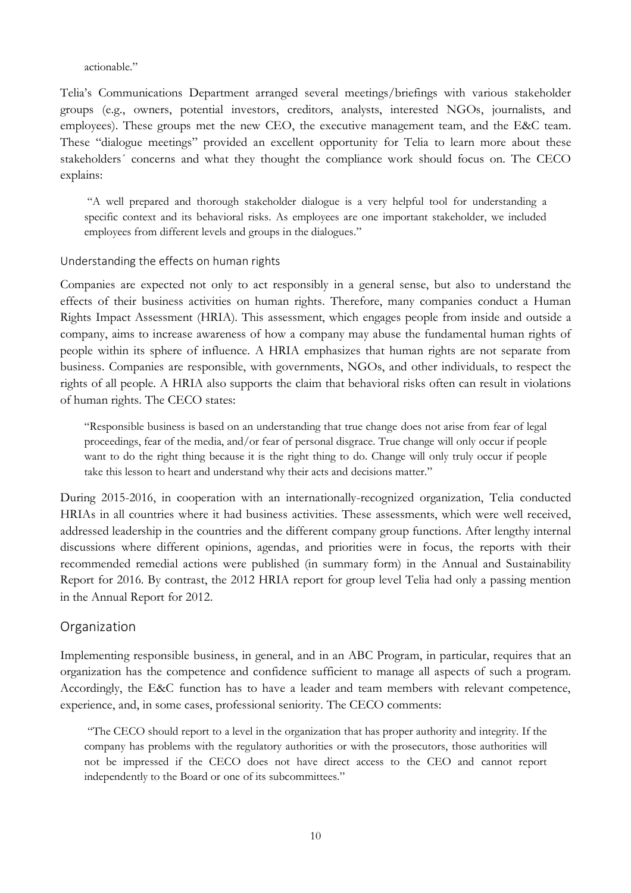actionable."

Telia's Communications Department arranged several meetings/briefings with various stakeholder groups (e.g., owners, potential investors, creditors, analysts, interested NGOs, journalists, and employees). These groups met the new CEO, the executive management team, and the E&C team. These "dialogue meetings" provided an excellent opportunity for Telia to learn more about these stakeholders´ concerns and what they thought the compliance work should focus on. The CECO explains:

> "A well prepared and thorough stakeholder dialogue is a very helpful tool for understanding a specific context and its behavioral risks. As employees are one important stakeholder, we included employees from different levels and groups in the dialogues."

### Understanding the effects on human rights

Companies are expected not only to act responsibly in a general sense, but also to understand the effects of their business activities on human rights. Therefore, many companies conduct a Human Rights Impact Assessment (HRIA). This assessment, which engages people from inside and outside a company, aims to increase awareness of how a company may abuse the fundamental human rights of people within its sphere of influence. A HRIA emphasizes that human rights are not separate from business. Companies are responsible, with governments, NGOs, and other individuals, to respect the rights of all people. A HRIA also supports the claim that behavioral risks often can result in violations of human rights. The CECO states:

> "Responsible business is based on an understanding that true change does not arise from fear of legal proceedings, fear of the media, and/or fear of personal disgrace. True change will only occur if people want to do the right thing because it is the right thing to do. Change will only truly occur if people take this lesson to heart and understand why their acts and decisions matter."

During 2015-2016, in cooperation with an internationally-recognized organization, Telia conducted HRIAs in all countries where it had business activities. These assessments, which were well received, addressed leadership in the countries and the different company group functions. After lengthy internal discussions where different opinions, agendas, and priorities were in focus, the reports with their recommended remedial actions were published (in summary form) in the Annual and Sustainability Report for 2016. By contrast, the 2012 HRIA report for group level Telia had only a passing mention in the Annual Report for 2012.

## Organization

Implementing responsible business, in general, and in an ABC Program, in particular, requires that an organization has the competence and confidence sufficient to manage all aspects of such a program. Accordingly, the E&C function has to have a leader and team members with relevant competence, experience, and, in some cases, professional seniority. The CECO comments:

> "The CECO should report to a level in the organization that has proper authority and integrity. If the company has problems with the regulatory authorities or with the prosecutors, those authorities will not be impressed if the CECO does not have direct access to the CEO and cannot report independently to the Board or one of its subcommittees."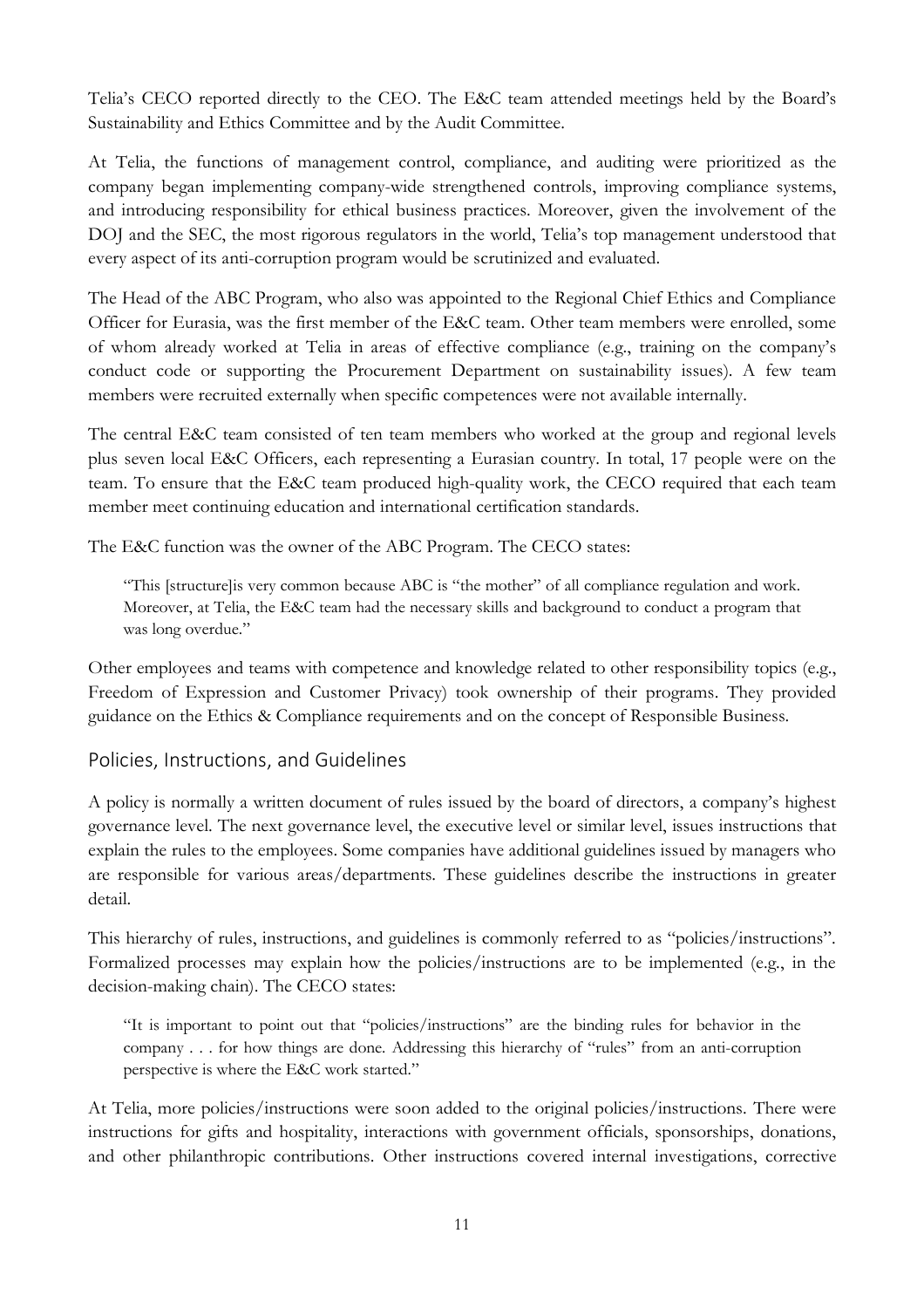Telia's CECO reported directly to the CEO. The E&C team attended meetings held by the Board's Sustainability and Ethics Committee and by the Audit Committee.

At Telia, the functions of management control, compliance, and auditing were prioritized as the company began implementing company-wide strengthened controls, improving compliance systems, and introducing responsibility for ethical business practices. Moreover, given the involvement of the DOJ and the SEC, the most rigorous regulators in the world, Telia's top management understood that every aspect of its anti-corruption program would be scrutinized and evaluated.

The Head of the ABC Program, who also was appointed to the Regional Chief Ethics and Compliance Officer for Eurasia, was the first member of the E&C team. Other team members were enrolled, some of whom already worked at Telia in areas of effective compliance (e.g., training on the company's conduct code or supporting the Procurement Department on sustainability issues). A few team members were recruited externally when specific competences were not available internally.

The central E&C team consisted of ten team members who worked at the group and regional levels plus seven local E&C Officers, each representing a Eurasian country. In total, 17 people were on the team. To ensure that the E&C team produced high-quality work, the CECO required that each team member meet continuing education and international certification standards.

The E&C function was the owner of the ABC Program. The CECO states:

> "This [structure]is very common because ABC is "the mother" of all compliance regulation and work. Moreover, at Telia, the E&C team had the necessary skills and background to conduct a program that was long overdue."

Other employees and teams with competence and knowledge related to other responsibility topics (e.g., Freedom of Expression and Customer Privacy) took ownership of their programs. They provided guidance on the Ethics & Compliance requirements and on the concept of Responsible Business.

## Policies, Instructions, and Guidelines

A policy is normally a written document of rules issued by the board of directors, a company's highest governance level. The next governance level, the executive level or similar level, issues instructions that explain the rules to the employees. Some companies have additional guidelines issued by managers who are responsible for various areas/departments. These guidelines describe the instructions in greater detail.

This hierarchy of rules, instructions, and guidelines is commonly referred to as "policies/instructions". Formalized processes may explain how the policies/instructions are to be implemented (e.g., in the decision-making chain). The CECO states:

> "It is important to point out that "policies/instructions" are the binding rules for behavior in the company . . . for how things are done. Addressing this hierarchy of "rules" from an anti-corruption perspective is where the E&C work started."

At Telia, more policies/instructions were soon added to the original policies/instructions. There were instructions for gifts and hospitality, interactions with government officials, sponsorships, donations, and other philanthropic contributions. Other instructions covered internal investigations, corrective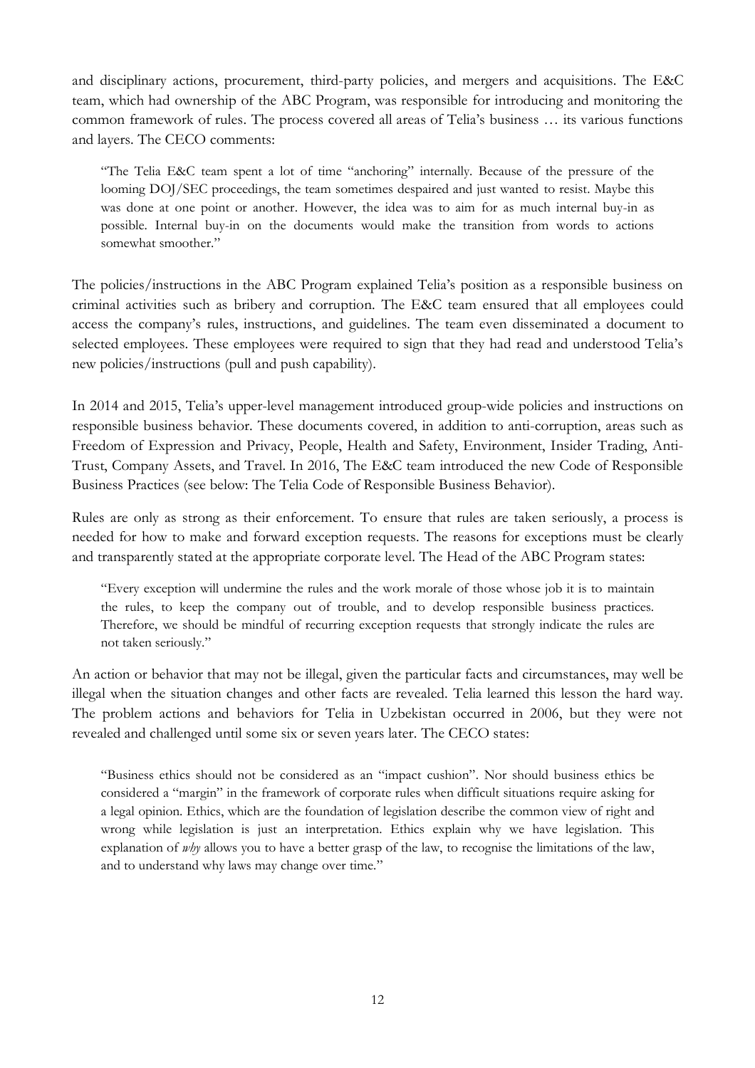and disciplinary actions, procurement, third-party policies, and mergers and acquisitions. The E&C team, which had ownership of the ABC Program, was responsible for introducing and monitoring the common framework of rules. The process covered all areas of Telia's business … its various functions and layers. The CECO comments:

> "The Telia E&C team spent a lot of time "anchoring" internally. Because of the pressure of the looming DOJ/SEC proceedings, the team sometimes despaired and just wanted to resist. Maybe this was done at one point or another. However, the idea was to aim for as much internal buy-in as possible. Internal buy-in on the documents would make the transition from words to actions somewhat smoother."

The policies/instructions in the ABC Program explained Telia's position as a responsible business on criminal activities such as bribery and corruption. The E&C team ensured that all employees could access the company's rules, instructions, and guidelines. The team even disseminated a document to selected employees. These employees were required to sign that they had read and understood Telia's new policies/instructions (pull and push capability).

In 2014 and 2015, Telia's upper-level management introduced group-wide policies and instructions on responsible business behavior. These documents covered, in addition to anti-corruption, areas such as Freedom of Expression and Privacy, People, Health and Safety, Environment, Insider Trading, Anti-Trust, Company Assets, and Travel. In 2016, The E&C team introduced the new Code of Responsible Business Practices (see below: The Telia Code of Responsible Business Behavior).

Rules are only as strong as their enforcement. To ensure that rules are taken seriously, a process is needed for how to make and forward exception requests. The reasons for exceptions must be clearly and transparently stated at the appropriate corporate level. The Head of the ABC Program states:

> "Every exception will undermine the rules and the work morale of those whose job it is to maintain the rules, to keep the company out of trouble, and to develop responsible business practices. Therefore, we should be mindful of recurring exception requests that strongly indicate the rules are not taken seriously."

An action or behavior that may not be illegal, given the particular facts and circumstances, may well be illegal when the situation changes and other facts are revealed. Telia learned this lesson the hard way. The problem actions and behaviors for Telia in Uzbekistan occurred in 2006, but they were not revealed and challenged until some six or seven years later. The CECO states:

> "Business ethics should not be considered as an "impact cushion". Nor should business ethics be considered a "margin" in the framework of corporate rules when difficult situations require asking for a legal opinion. Ethics, which are the foundation of legislation describe the common view of right and wrong while legislation is just an interpretation. Ethics explain why we have legislation. This explanation of *why* allows you to have a better grasp of the law, to recognise the limitations of the law, and to understand why laws may change over time."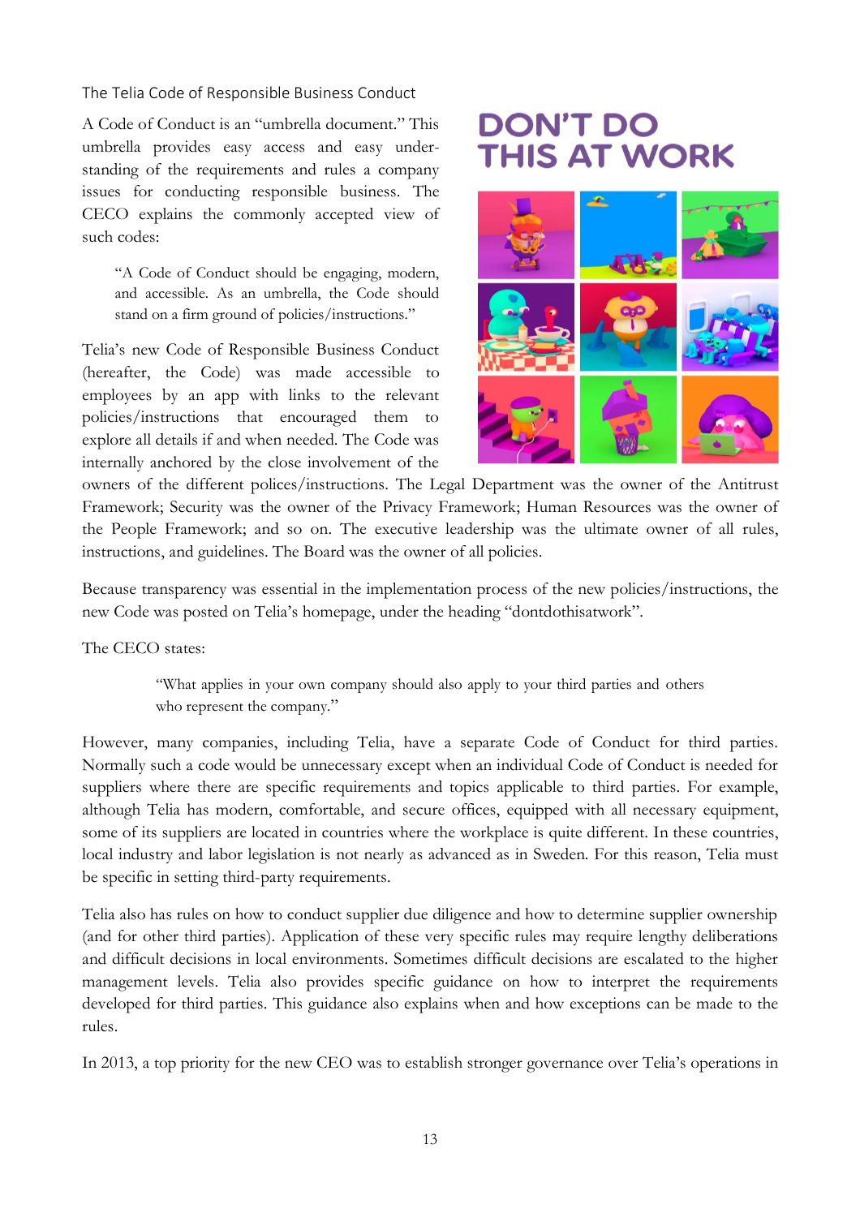### The Telia Code of Responsible Business Conduct

A Code of Conduct is an "umbrella document." This umbrella provides easy access and easy understanding of the requirements and rules a company issues for conducting responsible business. The CECO explains the commonly accepted view of such codes:

> "A Code of Conduct should be engaging, modern, and accessible. As an umbrella, the Code should stand on a firm ground of policies/instructions."

Telia's new Code of Responsible Business Conduct (hereafter, the Code) was made accessible to employees by an app with links to the relevant policies/instructions that encouraged them to explore all details if and when needed. The Code was internally anchored by the close involvement of the owners of the different polices/instructions. The Legal Department was the owner of the Antitrust Framework; Security was the owner of the Privacy Framework; Human Resources was the owner of the People Framework; and so on. The executive leadership was the ultimate owner of all rules, instructions, and guidelines. The Board was the owner of all policies.

Because transparency was essential in the implementation process of the new policies/instructions, the new Code was posted on Telia's homepage, under the heading "dontdothisatwork".

The CECO states:

> "What applies in your own company should also apply to your third parties and others who represent the company."

However, many companies, including Telia, have a separate Code of Conduct for third parties. Normally such a code would be unnecessary except when an individual Code of Conduct is needed for suppliers where there are specific requirements and topics applicable to third parties. For example, although Telia has modern, comfortable, and secure offices, equipped with all necessary equipment, some of its suppliers are located in countries where the workplace is quite different. In these countries, local industry and labor legislation is not nearly as advanced as in Sweden. For this reason, Telia must be specific in setting third-party requirements.

Telia also has rules on how to conduct supplier due diligence and how to determine supplier ownership (and for other third parties). Application of these very specific rules may require lengthy deliberations and difficult decisions in local environments. Sometimes difficult decisions are escalated to the higher management levels. Telia also provides specific guidance on how to interpret the requirements developed for third parties. This guidance also explains when and how exceptions can be made to the rules.

In 2013, a top priority for the new CEO was to establish stronger governance over Telia's operations in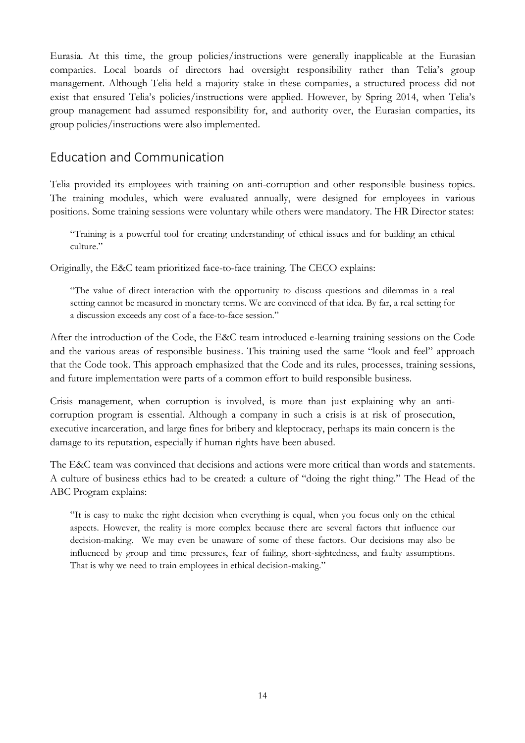Eurasia. At this time, the group policies/instructions were generally inapplicable at the Eurasian companies. Local boards of directors had oversight responsibility rather than Telia's group management. Although Telia held a majority stake in these companies, a structured process did not exist that ensured Telia's policies/instructions were applied. However, by Spring 2014, when Telia's group management had assumed responsibility for, and authority over, the Eurasian companies, its group policies/instructions were also implemented.

## Education and Communication

Telia provided its employees with training on anti-corruption and other responsible business topics. The training modules, which were evaluated annually, were designed for employees in various positions. Some training sessions were voluntary while others were mandatory. The HR Director states:

> "Training is a powerful tool for creating understanding of ethical issues and for building an ethical culture."

Originally, the E&C team prioritized face-to-face training. The CECO explains:

> "The value of direct interaction with the opportunity to discuss questions and dilemmas in a real setting cannot be measured in monetary terms. We are convinced of that idea. By far, a real setting for a discussion exceeds any cost of a face-to-face session."

After the introduction of the Code, the E&C team introduced e-learning training sessions on the Code and the various areas of responsible business. This training used the same "look and feel" approach that the Code took. This approach emphasized that the Code and its rules, processes, training sessions, and future implementation were parts of a common effort to build responsible business.

Crisis management, when corruption is involved, is more than just explaining why an anti-corruption program is essential. Although a company in such a crisis is at risk of prosecution, executive incarceration, and large fines for bribery and kleptocracy, perhaps its main concern is the damage to its reputation, especially if human rights have been abused.

The E&C team was convinced that decisions and actions were more critical than words and statements. A culture of business ethics had to be created: a culture of "doing the right thing." The Head of the ABC Program explains:

> "It is easy to make the right decision when everything is equal, when you focus only on the ethical aspects. However, the reality is more complex because there are several factors that influence our decision-making. We may even be unaware of some of these factors. Our decisions may also be influenced by group and time pressures, fear of failing, short-sightedness, and faulty assumptions. That is why we need to train employees in ethical decision-making."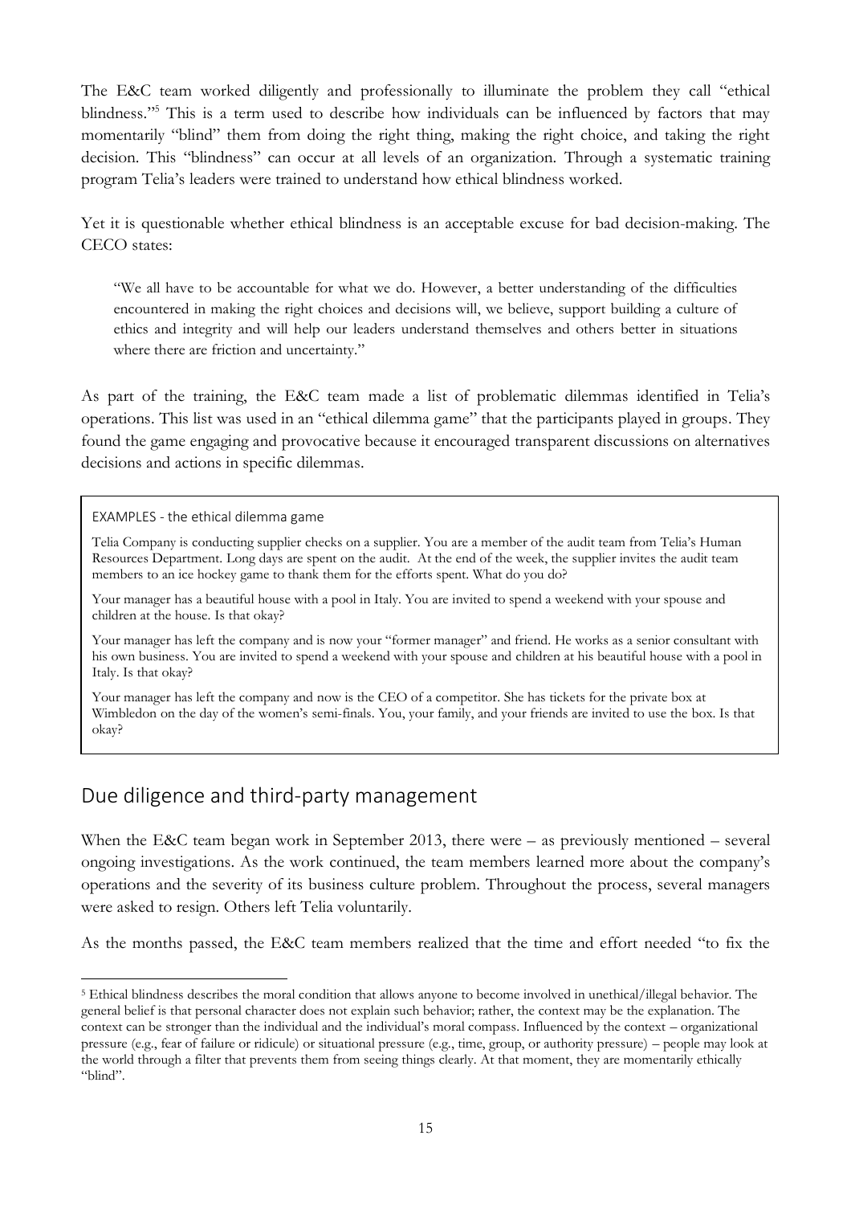The E&C team worked diligently and professionally to illuminate the problem they call "ethical blindness."[5] This is a term used to describe how individuals can be influenced by factors that may momentarily "blind" them from doing the right thing, making the right choice, and taking the right decision. This "blindness" can occur at all levels of an organization. Through a systematic training program Telia's leaders were trained to understand how ethical blindness worked.

Yet it is questionable whether ethical blindness is an acceptable excuse for bad decision-making. The CECO states:

> "We all have to be accountable for what we do. However, a better understanding of the difficulties encountered in making the right choices and decisions will, we believe, support building a culture of ethics and integrity and will help our leaders understand themselves and others better in situations where there are friction and uncertainty."

As part of the training, the E&C team made a list of problematic dilemmas identified in Telia's operations. This list was used in an "ethical dilemma game" that the participants played in groups. They found the game engaging and provocative because it encouraged transparent discussions on alternatives decisions and actions in specific dilemmas.

> EXAMPLES - the ethical dilemma game
>
> Telia Company is conducting supplier checks on a supplier. You are a member of the audit team from Telia's Human Resources Department. Long days are spent on the audit. At the end of the week, the supplier invites the audit team members to an ice hockey game to thank them for the efforts spent. What do you do?
>
> Your manager has a beautiful house with a pool in Italy. You are invited to spend a weekend with your spouse and children at the house. Is that okay?
>
> Your manager has left the company and is now your "former manager" and friend. He works as a senior consultant with his own business. You are invited to spend a weekend with your spouse and children at his beautiful house with a pool in Italy. Is that okay?
>
> Your manager has left the company and now is the CEO of a competitor. She has tickets for the private box at Wimbledon on the day of the women's semi-finals. You, your family, and your friends are invited to use the box. Is that okay?

## Due diligence and third-party management

When the E&C team began work in September 2013, there were – as previously mentioned – several ongoing investigations. As the work continued, the team members learned more about the company's operations and the severity of its business culture problem. Throughout the process, several managers were asked to resign. Others left Telia voluntarily.

As the months passed, the E&C team members realized that the time and effort needed "to fix the

---

[5] Ethical blindness describes the moral condition that allows anyone to become involved in unethical/illegal behavior. The general belief is that personal character does not explain such behavior; rather, the context may be the explanation. The context can be stronger than the individual and the individual's moral compass. Influenced by the context – organizational pressure (e.g., fear of failure or ridicule) or situational pressure (e.g., time, group, or authority pressure) – people may look at the world through a filter that prevents them from seeing things clearly. At that moment, they are momentarily ethically "blind".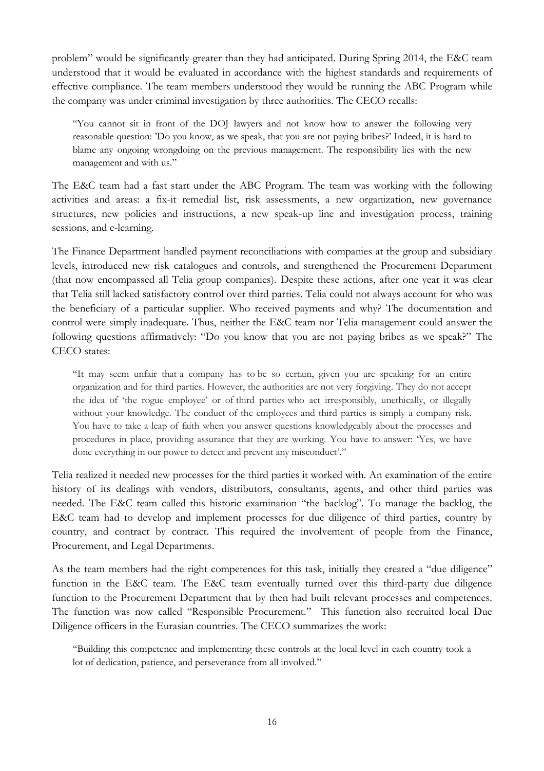problem" would be significantly greater than they had anticipated. During Spring 2014, the E&C team understood that it would be evaluated in accordance with the highest standards and requirements of effective compliance. The team members understood they would be running the ABC Program while the company was under criminal investigation by three authorities. The CECO recalls:

> "You cannot sit in front of the DOJ lawyers and not know how to answer the following very reasonable question: 'Do you know, as we speak, that you are not paying bribes?' Indeed, it is hard to blame any ongoing wrongdoing on the previous management. The responsibility lies with the new management and with us."

The E&C team had a fast start under the ABC Program. The team was working with the following activities and areas: a fix-it remedial list, risk assessments, a new organization, new governance structures, new policies and instructions, a new speak-up line and investigation process, training sessions, and e-learning.

The Finance Department handled payment reconciliations with companies at the group and subsidiary levels, introduced new risk catalogues and controls, and strengthened the Procurement Department (that now encompassed all Telia group companies). Despite these actions, after one year it was clear that Telia still lacked satisfactory control over third parties. Telia could not always account for who was the beneficiary of a particular supplier. Who received payments and why? The documentation and control were simply inadequate. Thus, neither the E&C team nor Telia management could answer the following questions affirmatively: "Do you know that you are not paying bribes as we speak?" The CECO states:

> "It may seem unfair that a company has to be so certain, given you are speaking for an entire organization and for third parties. However, the authorities are not very forgiving. They do not accept the idea of 'the rogue employee' or of third parties who act irresponsibly, unethically, or illegally without your knowledge. The conduct of the employees and third parties is simply a company risk. You have to take a leap of faith when you answer questions knowledgeably about the processes and procedures in place, providing assurance that they are working. You have to answer: 'Yes, we have done everything in our power to detect and prevent any misconduct'."

Telia realized it needed new processes for the third parties it worked with. An examination of the entire history of its dealings with vendors, distributors, consultants, agents, and other third parties was needed. The E&C team called this historic examination "the backlog". To manage the backlog, the E&C team had to develop and implement processes for due diligence of third parties, country by country, and contract by contract. This required the involvement of people from the Finance, Procurement, and Legal Departments.

As the team members had the right competences for this task, initially they created a "due diligence" function in the E&C team. The E&C team eventually turned over this third-party due diligence function to the Procurement Department that by then had built relevant processes and competences. The function was now called "Responsible Procurement." This function also recruited local Due Diligence officers in the Eurasian countries. The CECO summarizes the work:

> "Building this competence and implementing these controls at the local level in each country took a lot of dedication, patience, and perseverance from all involved."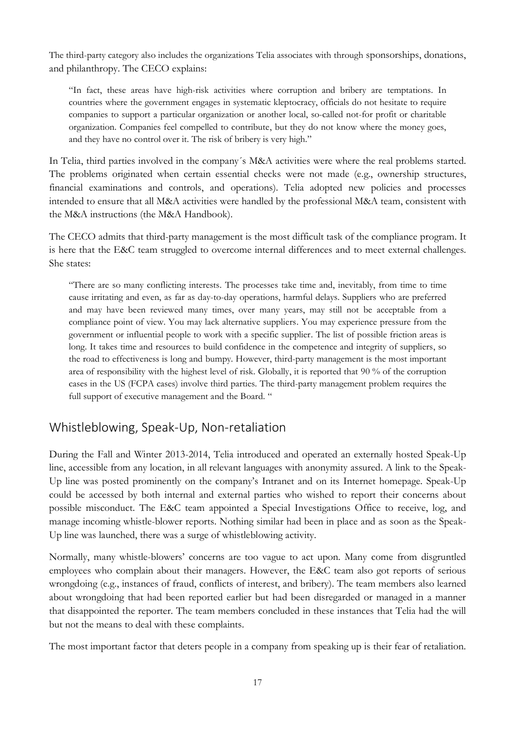The third-party category also includes the organizations Telia associates with through sponsorships, donations, and philanthropy. The CECO explains:

> "In fact, these areas have high-risk activities where corruption and bribery are temptations. In countries where the government engages in systematic kleptocracy, officials do not hesitate to require companies to support a particular organization or another local, so-called not-for profit or charitable organization. Companies feel compelled to contribute, but they do not know where the money goes, and they have no control over it. The risk of bribery is very high."

In Telia, third parties involved in the company´s M&A activities were where the real problems started. The problems originated when certain essential checks were not made (e.g., ownership structures, financial examinations and controls, and operations). Telia adopted new policies and processes intended to ensure that all M&A activities were handled by the professional M&A team, consistent with the M&A instructions (the M&A Handbook).

The CECO admits that third-party management is the most difficult task of the compliance program. It is here that the E&C team struggled to overcome internal differences and to meet external challenges. She states:

> "There are so many conflicting interests. The processes take time and, inevitably, from time to time cause irritating and even, as far as day-to-day operations, harmful delays. Suppliers who are preferred and may have been reviewed many times, over many years, may still not be acceptable from a compliance point of view. You may lack alternative suppliers. You may experience pressure from the government or influential people to work with a specific supplier. The list of possible friction areas is long. It takes time and resources to build confidence in the competence and integrity of suppliers, so the road to effectiveness is long and bumpy. However, third-party management is the most important area of responsibility with the highest level of risk. Globally, it is reported that 90 % of the corruption cases in the US (FCPA cases) involve third parties. The third-party management problem requires the full support of executive management and the Board. "

## Whistleblowing, Speak-Up, Non-retaliation

During the Fall and Winter 2013-2014, Telia introduced and operated an externally hosted Speak-Up line, accessible from any location, in all relevant languages with anonymity assured. A link to the Speak-Up line was posted prominently on the company's Intranet and on its Internet homepage. Speak-Up could be accessed by both internal and external parties who wished to report their concerns about possible misconduct. The E&C team appointed a Special Investigations Office to receive, log, and manage incoming whistle-blower reports. Nothing similar had been in place and as soon as the Speak-Up line was launched, there was a surge of whistleblowing activity.

Normally, many whistle-blowers' concerns are too vague to act upon. Many come from disgruntled employees who complain about their managers. However, the E&C team also got reports of serious wrongdoing (e.g., instances of fraud, conflicts of interest, and bribery). The team members also learned about wrongdoing that had been reported earlier but had been disregarded or managed in a manner that disappointed the reporter. The team members concluded in these instances that Telia had the will but not the means to deal with these complaints.

The most important factor that deters people in a company from speaking up is their fear of retaliation.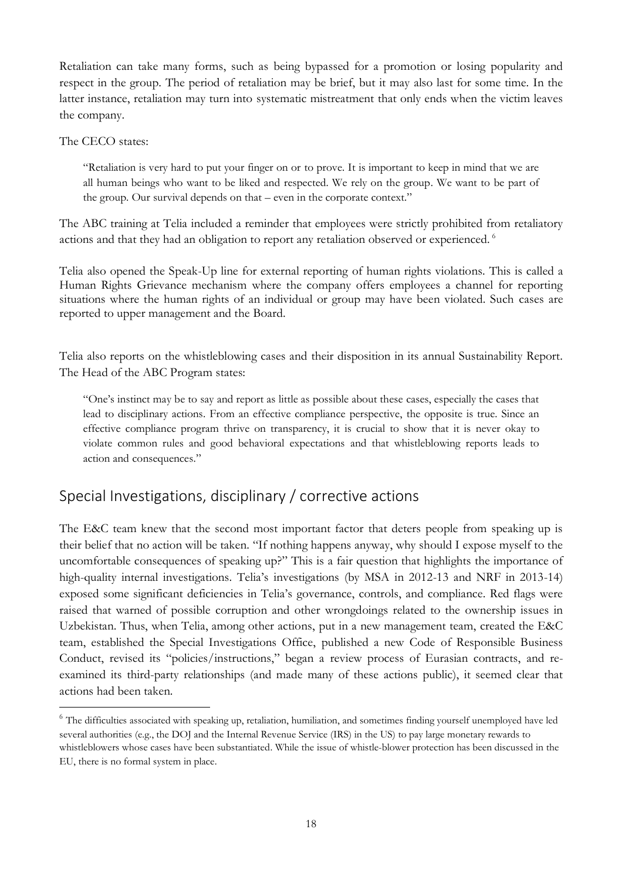Retaliation can take many forms, such as being bypassed for a promotion or losing popularity and respect in the group. The period of retaliation may be brief, but it may also last for some time. In the latter instance, retaliation may turn into systematic mistreatment that only ends when the victim leaves the company.

The CECO states:

> "Retaliation is very hard to put your finger on or to prove. It is important to keep in mind that we are all human beings who want to be liked and respected. We rely on the group. We want to be part of the group. Our survival depends on that – even in the corporate context."

The ABC training at Telia included a reminder that employees were strictly prohibited from retaliatory actions and that they had an obligation to report any retaliation observed or experienced.[6]

Telia also opened the Speak-Up line for external reporting of human rights violations. This is called a Human Rights Grievance mechanism where the company offers employees a channel for reporting situations where the human rights of an individual or group may have been violated. Such cases are reported to upper management and the Board.

Telia also reports on the whistleblowing cases and their disposition in its annual Sustainability Report. The Head of the ABC Program states:

> "One's instinct may be to say and report as little as possible about these cases, especially the cases that lead to disciplinary actions. From an effective compliance perspective, the opposite is true. Since an effective compliance program thrive on transparency, it is crucial to show that it is never okay to violate common rules and good behavioral expectations and that whistleblowing reports leads to action and consequences."

## Special Investigations, disciplinary / corrective actions

The E&C team knew that the second most important factor that deters people from speaking up is their belief that no action will be taken. "If nothing happens anyway, why should I expose myself to the uncomfortable consequences of speaking up?" This is a fair question that highlights the importance of high-quality internal investigations. Telia's investigations (by MSA in 2012-13 and NRF in 2013-14) exposed some significant deficiencies in Telia's governance, controls, and compliance. Red flags were raised that warned of possible corruption and other wrongdoings related to the ownership issues in Uzbekistan. Thus, when Telia, among other actions, put in a new management team, created the E&C team, established the Special Investigations Office, published a new Code of Responsible Business Conduct, revised its "policies/instructions," began a review process of Eurasian contracts, and re-examined its third-party relationships (and made many of these actions public), it seemed clear that actions had been taken.

---

[6] The difficulties associated with speaking up, retaliation, humiliation, and sometimes finding yourself unemployed have led several authorities (e.g., the DOJ and the Internal Revenue Service (IRS) in the US) to pay large monetary rewards to whistleblowers whose cases have been substantiated. While the issue of whistle-blower protection has been discussed in the EU, there is no formal system in place.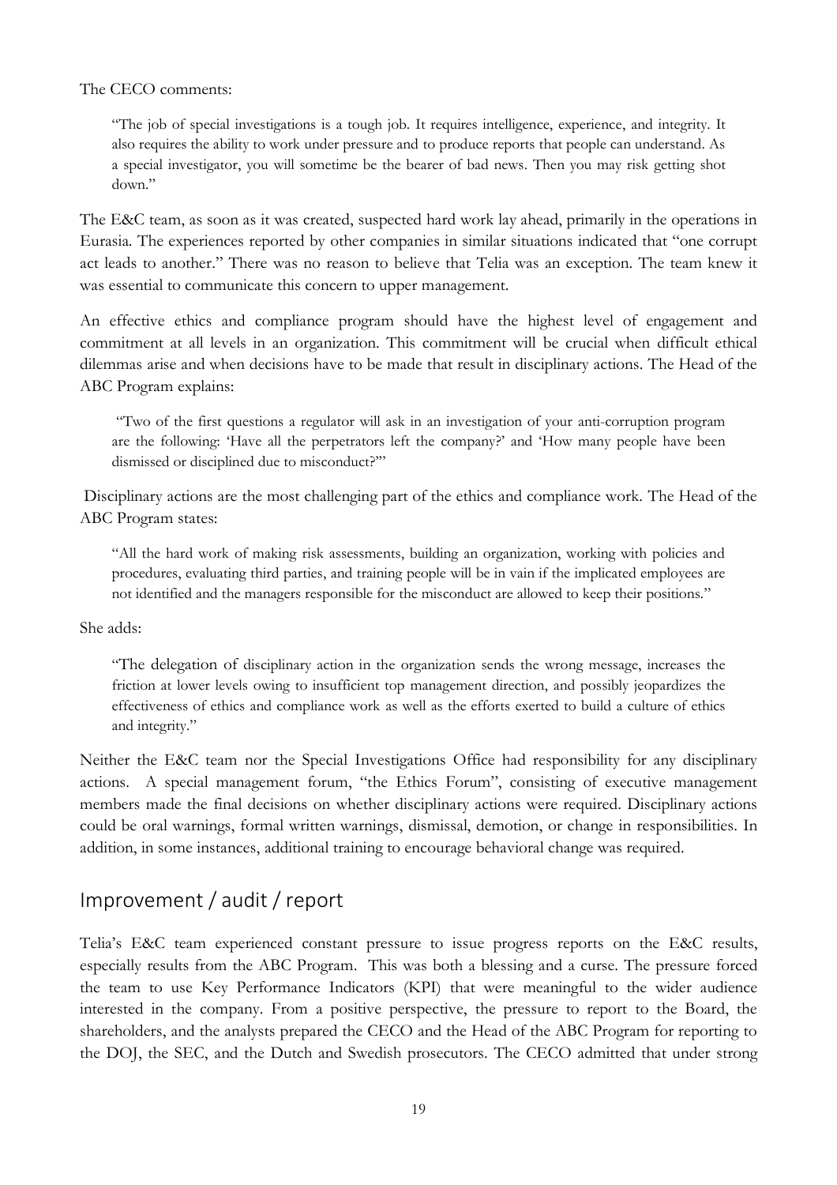The CECO comments:

> "The job of special investigations is a tough job. It requires intelligence, experience, and integrity. It also requires the ability to work under pressure and to produce reports that people can understand. As a special investigator, you will sometime be the bearer of bad news. Then you may risk getting shot down."

The E&C team, as soon as it was created, suspected hard work lay ahead, primarily in the operations in Eurasia. The experiences reported by other companies in similar situations indicated that "one corrupt act leads to another." There was no reason to believe that Telia was an exception. The team knew it was essential to communicate this concern to upper management.

An effective ethics and compliance program should have the highest level of engagement and commitment at all levels in an organization. This commitment will be crucial when difficult ethical dilemmas arise and when decisions have to be made that result in disciplinary actions. The Head of the ABC Program explains:

> "Two of the first questions a regulator will ask in an investigation of your anti-corruption program are the following: 'Have all the perpetrators left the company?' and 'How many people have been dismissed or disciplined due to misconduct?'"

Disciplinary actions are the most challenging part of the ethics and compliance work. The Head of the ABC Program states:

> "All the hard work of making risk assessments, building an organization, working with policies and procedures, evaluating third parties, and training people will be in vain if the implicated employees are not identified and the managers responsible for the misconduct are allowed to keep their positions."

She adds:

> "The delegation of disciplinary action in the organization sends the wrong message, increases the friction at lower levels owing to insufficient top management direction, and possibly jeopardizes the effectiveness of ethics and compliance work as well as the efforts exerted to build a culture of ethics and integrity."

Neither the E&C team nor the Special Investigations Office had responsibility for any disciplinary actions. A special management forum, "the Ethics Forum", consisting of executive management members made the final decisions on whether disciplinary actions were required. Disciplinary actions could be oral warnings, formal written warnings, dismissal, demotion, or change in responsibilities. In addition, in some instances, additional training to encourage behavioral change was required.

## Improvement / audit / report

Telia's E&C team experienced constant pressure to issue progress reports on the E&C results, especially results from the ABC Program. This was both a blessing and a curse. The pressure forced the team to use Key Performance Indicators (KPI) that were meaningful to the wider audience interested in the company. From a positive perspective, the pressure to report to the Board, the shareholders, and the analysts prepared the CECO and the Head of the ABC Program for reporting to the DOJ, the SEC, and the Dutch and Swedish prosecutors. The CECO admitted that under strong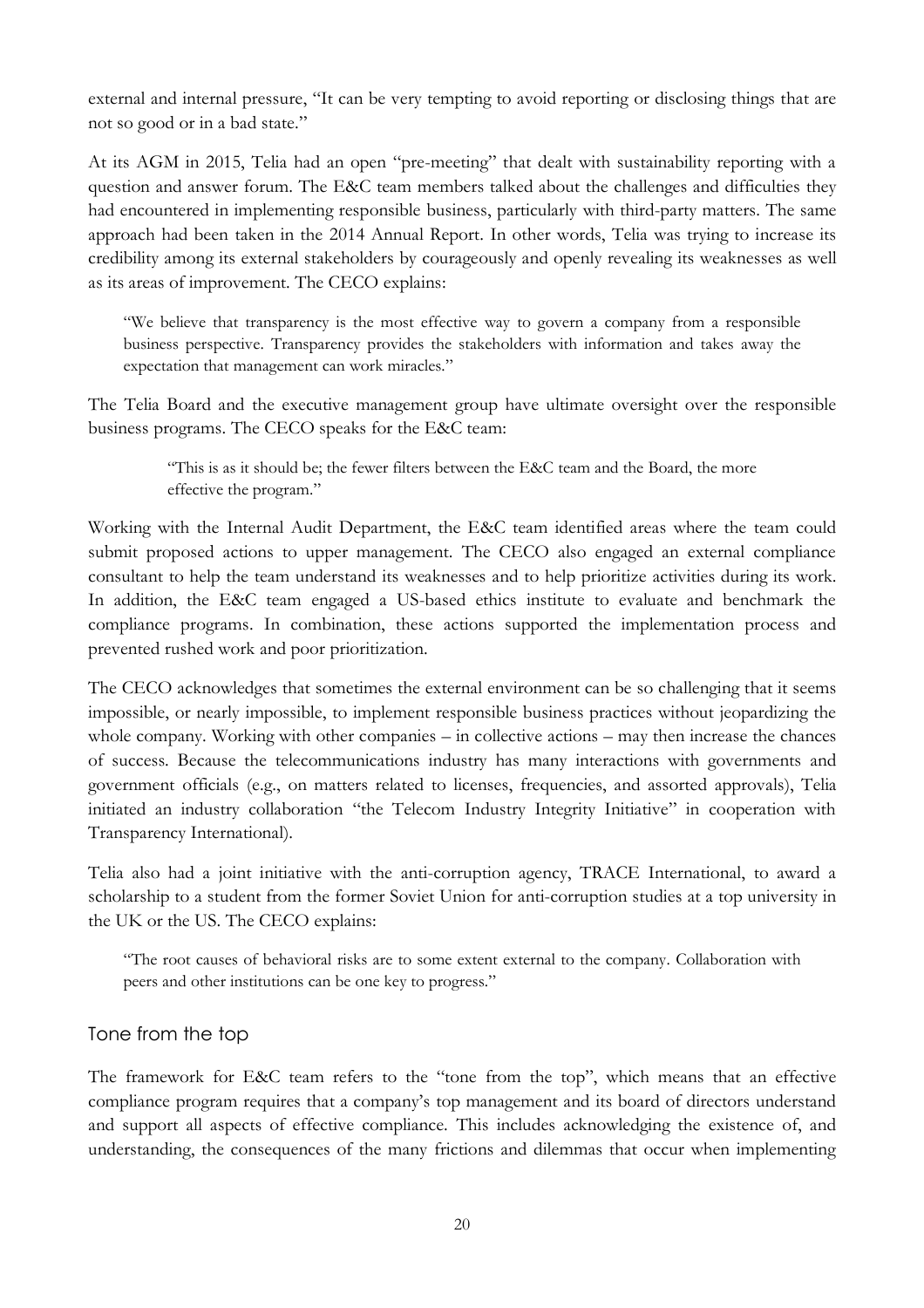external and internal pressure, "It can be very tempting to avoid reporting or disclosing things that are not so good or in a bad state."

At its AGM in 2015, Telia had an open "pre-meeting" that dealt with sustainability reporting with a question and answer forum. The E&C team members talked about the challenges and difficulties they had encountered in implementing responsible business, particularly with third-party matters. The same approach had been taken in the 2014 Annual Report. In other words, Telia was trying to increase its credibility among its external stakeholders by courageously and openly revealing its weaknesses as well as its areas of improvement. The CECO explains:

> "We believe that transparency is the most effective way to govern a company from a responsible business perspective. Transparency provides the stakeholders with information and takes away the expectation that management can work miracles."

The Telia Board and the executive management group have ultimate oversight over the responsible business programs. The CECO speaks for the E&C team:

> "This is as it should be; the fewer filters between the E&C team and the Board, the more effective the program."

Working with the Internal Audit Department, the E&C team identified areas where the team could submit proposed actions to upper management. The CECO also engaged an external compliance consultant to help the team understand its weaknesses and to help prioritize activities during its work. In addition, the E&C team engaged a US-based ethics institute to evaluate and benchmark the compliance programs. In combination, these actions supported the implementation process and prevented rushed work and poor prioritization.

The CECO acknowledges that sometimes the external environment can be so challenging that it seems impossible, or nearly impossible, to implement responsible business practices without jeopardizing the whole company. Working with other companies – in collective actions – may then increase the chances of success. Because the telecommunications industry has many interactions with governments and government officials (e.g., on matters related to licenses, frequencies, and assorted approvals), Telia initiated an industry collaboration "the Telecom Industry Integrity Initiative" in cooperation with Transparency International).

Telia also had a joint initiative with the anti-corruption agency, TRACE International, to award a scholarship to a student from the former Soviet Union for anti-corruption studies at a top university in the UK or the US. The CECO explains:

> "The root causes of behavioral risks are to some extent external to the company. Collaboration with peers and other institutions can be one key to progress."

## Tone from the top

The framework for E&C team refers to the "tone from the top", which means that an effective compliance program requires that a company's top management and its board of directors understand and support all aspects of effective compliance. This includes acknowledging the existence of, and understanding, the consequences of the many frictions and dilemmas that occur when implementing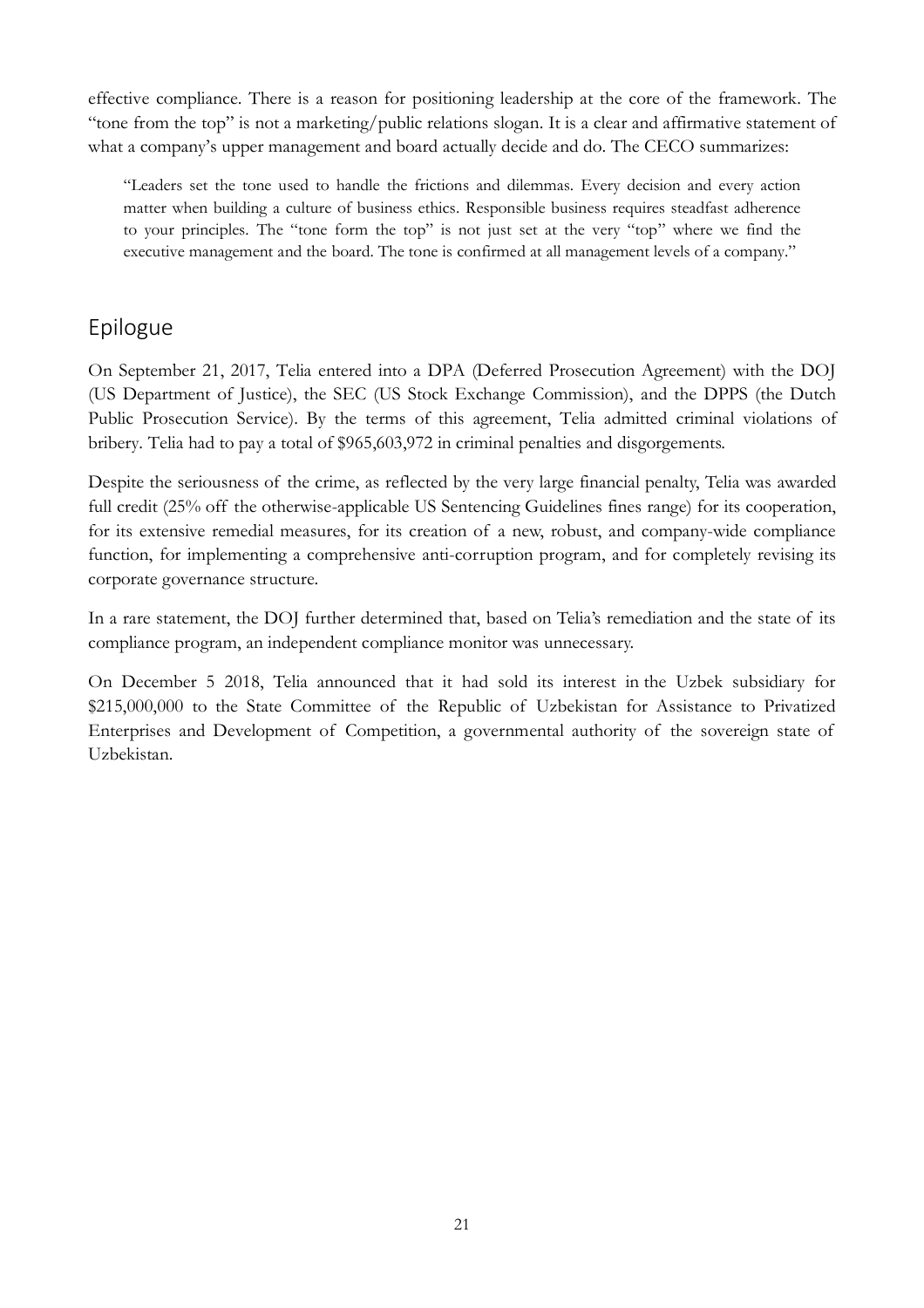effective compliance. There is a reason for positioning leadership at the core of the framework. The "tone from the top" is not a marketing/public relations slogan. It is a clear and affirmative statement of what a company's upper management and board actually decide and do. The CECO summarizes:

> "Leaders set the tone used to handle the frictions and dilemmas. Every decision and every action matter when building a culture of business ethics. Responsible business requires steadfast adherence to your principles. The "tone form the top" is not just set at the very "top" where we find the executive management and the board. The tone is confirmed at all management levels of a company."

## Epilogue

On September 21, 2017, Telia entered into a DPA (Deferred Prosecution Agreement) with the DOJ (US Department of Justice), the SEC (US Stock Exchange Commission), and the DPPS (the Dutch Public Prosecution Service). By the terms of this agreement, Telia admitted criminal violations of bribery. Telia had to pay a total of $965,603,972 in criminal penalties and disgorgements.

Despite the seriousness of the crime, as reflected by the very large financial penalty, Telia was awarded full credit (25% off the otherwise-applicable US Sentencing Guidelines fines range) for its cooperation, for its extensive remedial measures, for its creation of a new, robust, and company-wide compliance function, for implementing a comprehensive anti-corruption program, and for completely revising its corporate governance structure.

In a rare statement, the DOJ further determined that, based on Telia's remediation and the state of its compliance program, an independent compliance monitor was unnecessary.

On December 5 2018, Telia announced that it had sold its interest in the Uzbek subsidiary for $215,000,000 to the State Committee of the Republic of Uzbekistan for Assistance to Privatized Enterprises and Development of Competition, a governmental authority of the sovereign state of Uzbekistan.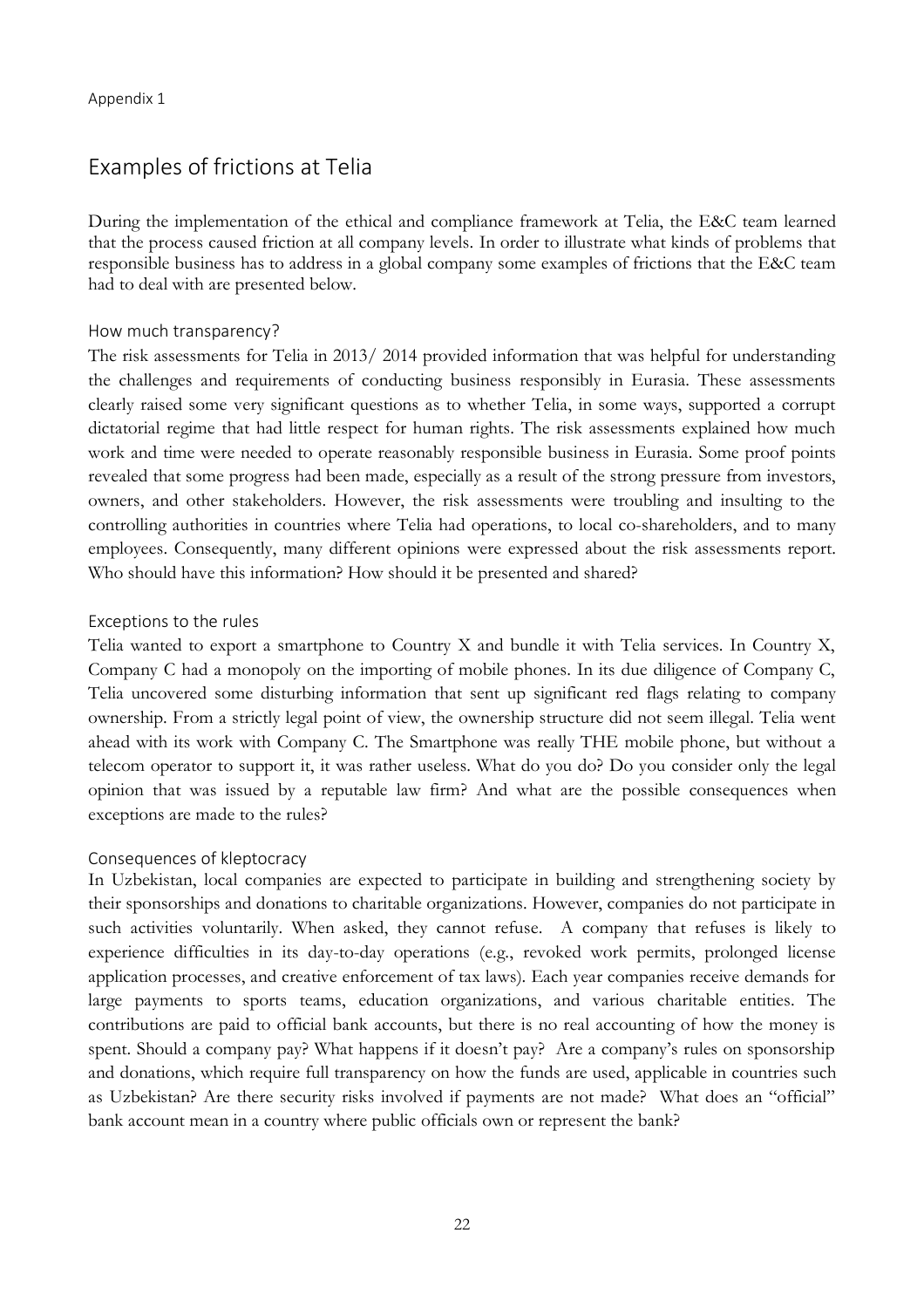Appendix 1

# Examples of frictions at Telia

During the implementation of the ethical and compliance framework at Telia, the E&C team learned that the process caused friction at all company levels. In order to illustrate what kinds of problems that responsible business has to address in a global company some examples of frictions that the E&C team had to deal with are presented below.

## How much transparency?

The risk assessments for Telia in 2013/ 2014 provided information that was helpful for understanding the challenges and requirements of conducting business responsibly in Eurasia. These assessments clearly raised some very significant questions as to whether Telia, in some ways, supported a corrupt dictatorial regime that had little respect for human rights. The risk assessments explained how much work and time were needed to operate reasonably responsible business in Eurasia. Some proof points revealed that some progress had been made, especially as a result of the strong pressure from investors, owners, and other stakeholders. However, the risk assessments were troubling and insulting to the controlling authorities in countries where Telia had operations, to local co-shareholders, and to many employees. Consequently, many different opinions were expressed about the risk assessments report. Who should have this information? How should it be presented and shared?

## Exceptions to the rules

Telia wanted to export a smartphone to Country X and bundle it with Telia services. In Country X, Company C had a monopoly on the importing of mobile phones. In its due diligence of Company C, Telia uncovered some disturbing information that sent up significant red flags relating to company ownership. From a strictly legal point of view, the ownership structure did not seem illegal. Telia went ahead with its work with Company C. The Smartphone was really THE mobile phone, but without a telecom operator to support it, it was rather useless. What do you do? Do you consider only the legal opinion that was issued by a reputable law firm? And what are the possible consequences when exceptions are made to the rules?

## Consequences of kleptocracy

In Uzbekistan, local companies are expected to participate in building and strengthening society by their sponsorships and donations to charitable organizations. However, companies do not participate in such activities voluntarily. When asked, they cannot refuse. A company that refuses is likely to experience difficulties in its day-to-day operations (e.g., revoked work permits, prolonged license application processes, and creative enforcement of tax laws). Each year companies receive demands for large payments to sports teams, education organizations, and various charitable entities. The contributions are paid to official bank accounts, but there is no real accounting of how the money is spent. Should a company pay? What happens if it doesn't pay? Are a company's rules on sponsorship and donations, which require full transparency on how the funds are used, applicable in countries such as Uzbekistan? Are there security risks involved if payments are not made? What does an "official" bank account mean in a country where public officials own or represent the bank?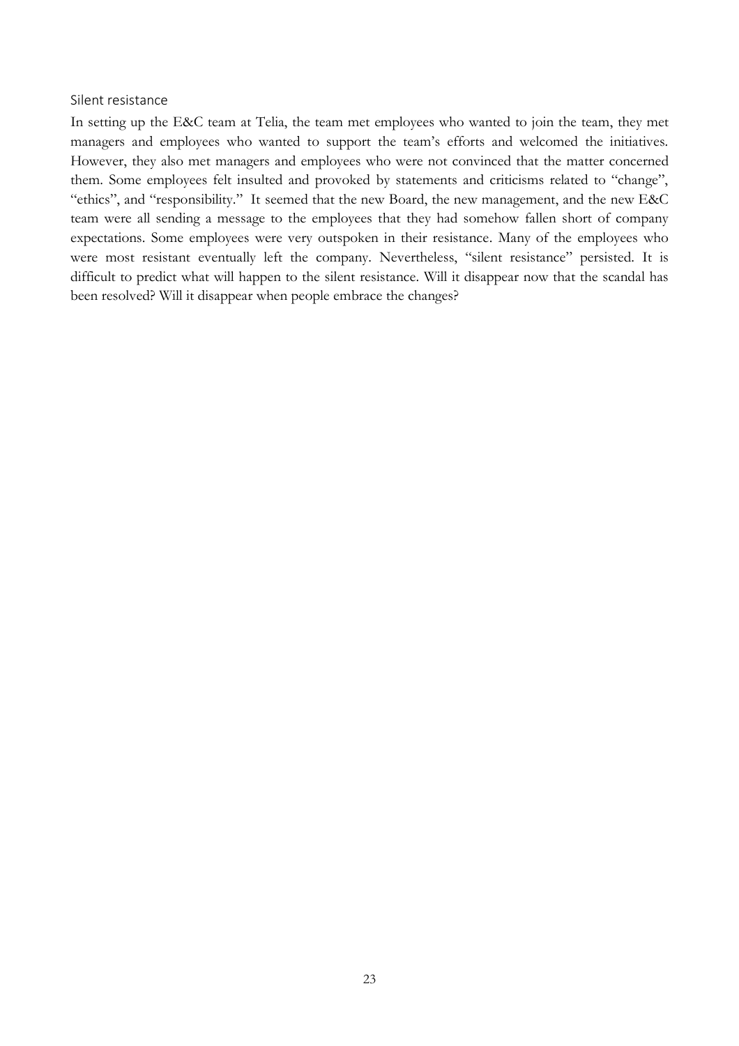## Silent resistance

In setting up the E&C team at Telia, the team met employees who wanted to join the team, they met managers and employees who wanted to support the team's efforts and welcomed the initiatives. However, they also met managers and employees who were not convinced that the matter concerned them. Some employees felt insulted and provoked by statements and criticisms related to "change", "ethics", and "responsibility." It seemed that the new Board, the new management, and the new E&C team were all sending a message to the employees that they had somehow fallen short of company expectations. Some employees were very outspoken in their resistance. Many of the employees who were most resistant eventually left the company. Nevertheless, "silent resistance" persisted. It is difficult to predict what will happen to the silent resistance. Will it disappear now that the scandal has been resolved? Will it disappear when people embrace the changes?